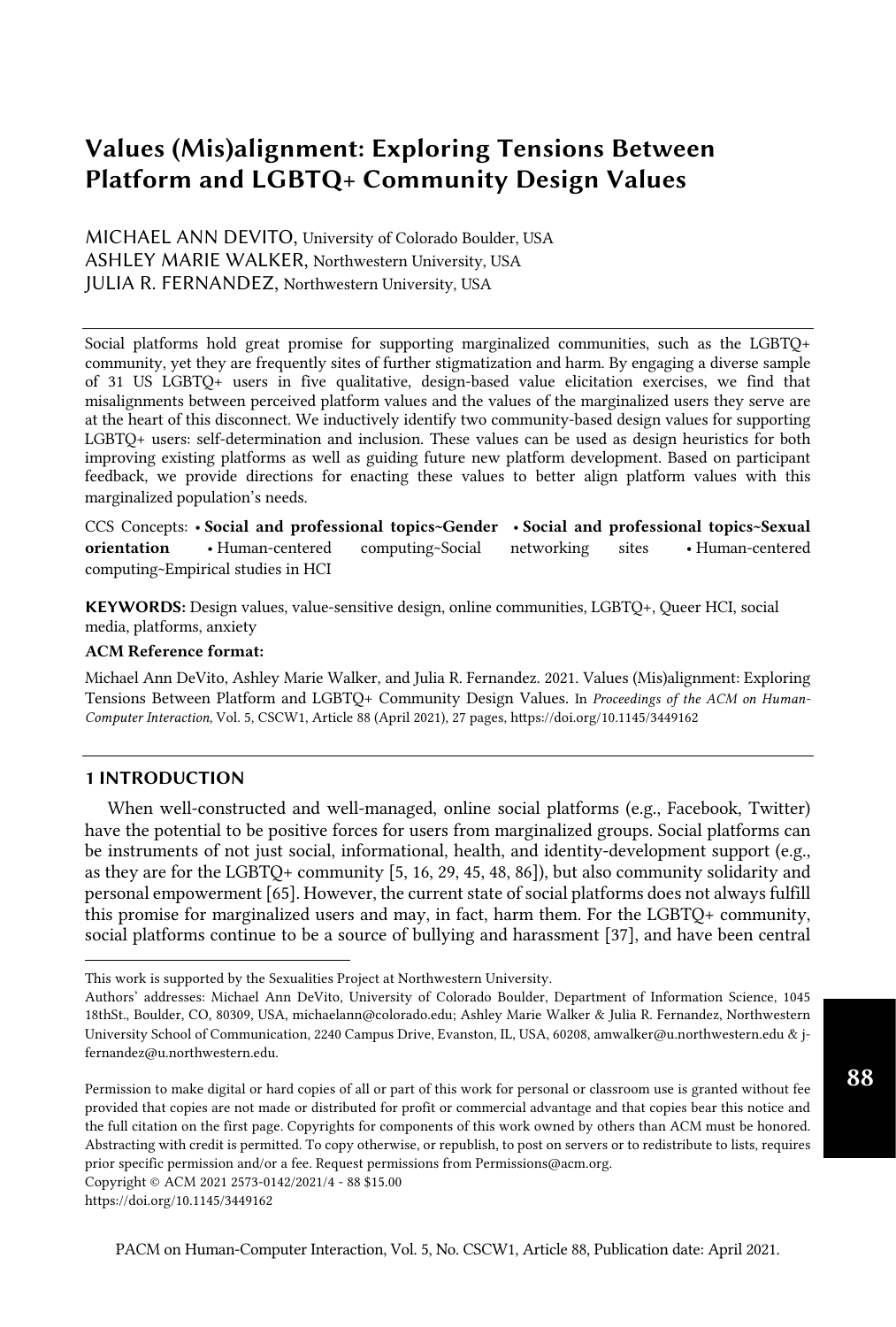# Values (Mis)alignment: Exploring Tensions Between Platform and LGBTQ+ Community Design Values

MICHAEL ANN DEVITO, University of Colorado Boulder, USA
ASHLEY MARIE WALKER, Northwestern University, USA
JULIA R. FERNANDEZ, Northwestern University, USA

Social platforms hold great promise for supporting marginalized communities, such as the LGBTQ+ community, yet they are frequently sites of further stigmatization and harm. By engaging a diverse sample of 31 US LGBTQ+ users in five qualitative, design-based value elicitation exercises, we find that misalignments between perceived platform values and the values of the marginalized users they serve are at the heart of this disconnect. We inductively identify two community-based design values for supporting LGBTQ+ users: self-determination and inclusion. These values can be used as design heuristics for both improving existing platforms as well as guiding future new platform development. Based on participant feedback, we provide directions for enacting these values to better align platform values with this marginalized population's needs.

CCS Concepts: • **Social and professional topics~Gender** • **Social and professional topics~Sexual orientation** • Human-centered computing~Social networking sites • Human-centered computing~Empirical studies in HCI

**KEYWORDS:** Design values, value-sensitive design, online communities, LGBTQ+, Queer HCI, social media, platforms, anxiety

**ACM Reference format:**

Michael Ann DeVito, Ashley Marie Walker, and Julia R. Fernandez. 2021. Values (Mis)alignment: Exploring Tensions Between Platform and LGBTQ+ Community Design Values. In *Proceedings of the ACM on Human-Computer Interaction,* Vol. 5, CSCW1, Article 88 (April 2021), 27 pages, https://doi.org/10.1145/3449162

## 1 INTRODUCTION

When well-constructed and well-managed, online social platforms (e.g., Facebook, Twitter) have the potential to be positive forces for users from marginalized groups. Social platforms can be instruments of not just social, informational, health, and identity-development support (e.g., as they are for the LGBTQ+ community [5, 16, 29, 45, 48, 86]), but also community solidarity and personal empowerment [65]. However, the current state of social platforms does not always fulfill this promise for marginalized users and may, in fact, harm them. For the LGBTQ+ community, social platforms continue to be a source of bullying and harassment [37], and have been central

---

This work is supported by the Sexualities Project at Northwestern University.

Authors' addresses: Michael Ann DeVito, University of Colorado Boulder, Department of Information Science, 1045 18thSt., Boulder, CO, 80309, USA, michaelann@colorado.edu; Ashley Marie Walker & Julia R. Fernandez, Northwestern University School of Communication, 2240 Campus Drive, Evanston, IL, USA, 60208, amwalker@u.northwestern.edu & j-fernandez@u.northwestern.edu.

Permission to make digital or hard copies of all or part of this work for personal or classroom use is granted without fee provided that copies are not made or distributed for profit or commercial advantage and that copies bear this notice and the full citation on the first page. Copyrights for components of this work owned by others than ACM must be honored. Abstracting with credit is permitted. To copy otherwise, or republish, to post on servers or to redistribute to lists, requires prior specific permission and/or a fee. Request permissions from Permissions@acm.org.
Copyright © ACM 2021 2573-0142/2021/4 - 88 $15.00
https://doi.org/10.1145/3449162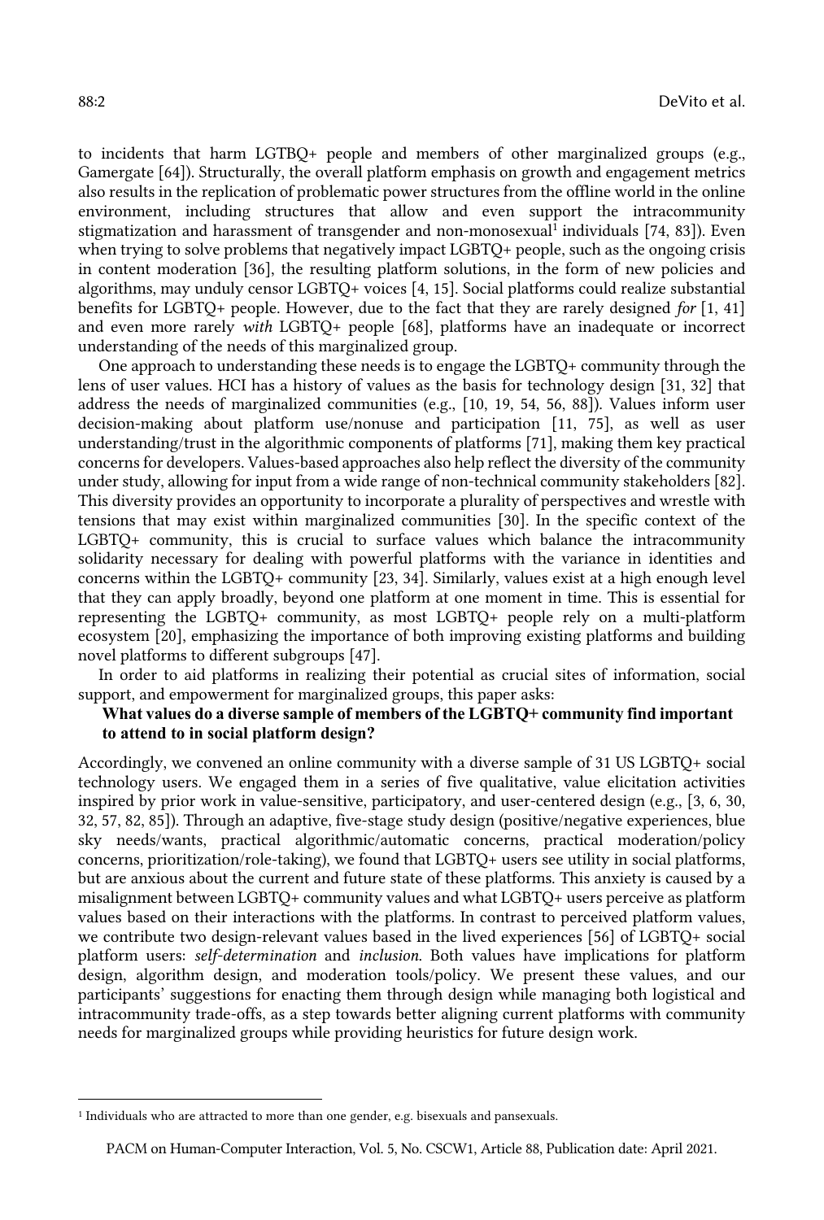to incidents that harm LGTBQ+ people and members of other marginalized groups (e.g., Gamergate [64]). Structurally, the overall platform emphasis on growth and engagement metrics also results in the replication of problematic power structures from the offline world in the online environment, including structures that allow and even support the intracommunity stigmatization and harassment of transgender and non-monosexual[1] individuals [74, 83]). Even when trying to solve problems that negatively impact LGBTQ+ people, such as the ongoing crisis in content moderation [36], the resulting platform solutions, in the form of new policies and algorithms, may unduly censor LGBTQ+ voices [4, 15]. Social platforms could realize substantial benefits for LGBTQ+ people. However, due to the fact that they are rarely designed *for* [1, 41] and even more rarely *with* LGBTQ+ people [68], platforms have an inadequate or incorrect understanding of the needs of this marginalized group.

One approach to understanding these needs is to engage the LGBTQ+ community through the lens of user values. HCI has a history of values as the basis for technology design [31, 32] that address the needs of marginalized communities (e.g., [10, 19, 54, 56, 88]). Values inform user decision-making about platform use/nonuse and participation [11, 75], as well as user understanding/trust in the algorithmic components of platforms [71], making them key practical concerns for developers. Values-based approaches also help reflect the diversity of the community under study, allowing for input from a wide range of non-technical community stakeholders [82]. This diversity provides an opportunity to incorporate a plurality of perspectives and wrestle with tensions that may exist within marginalized communities [30]. In the specific context of the LGBTQ+ community, this is crucial to surface values which balance the intracommunity solidarity necessary for dealing with powerful platforms with the variance in identities and concerns within the LGBTQ+ community [23, 34]. Similarly, values exist at a high enough level that they can apply broadly, beyond one platform at one moment in time. This is essential for representing the LGBTQ+ community, as most LGBTQ+ people rely on a multi-platform ecosystem [20], emphasizing the importance of both improving existing platforms and building novel platforms to different subgroups [47].

In order to aid platforms in realizing their potential as crucial sites of information, social support, and empowerment for marginalized groups, this paper asks:

**What values do a diverse sample of members of the LGBTQ+ community find important to attend to in social platform design?**

Accordingly, we convened an online community with a diverse sample of 31 US LGBTQ+ social technology users. We engaged them in a series of five qualitative, value elicitation activities inspired by prior work in value-sensitive, participatory, and user-centered design (e.g., [3, 6, 30, 32, 57, 82, 85]). Through an adaptive, five-stage study design (positive/negative experiences, blue sky needs/wants, practical algorithmic/automatic concerns, practical moderation/policy concerns, prioritization/role-taking), we found that LGBTQ+ users see utility in social platforms, but are anxious about the current and future state of these platforms. This anxiety is caused by a misalignment between LGBTQ+ community values and what LGBTQ+ users perceive as platform values based on their interactions with the platforms. In contrast to perceived platform values, we contribute two design-relevant values based in the lived experiences [56] of LGBTQ+ social platform users: *self-determination* and *inclusion*. Both values have implications for platform design, algorithm design, and moderation tools/policy. We present these values, and our participants' suggestions for enacting them through design while managing both logistical and intracommunity trade-offs, as a step towards better aligning current platforms with community needs for marginalized groups while providing heuristics for future design work.

---

[1] Individuals who are attracted to more than one gender, e.g. bisexuals and pansexuals.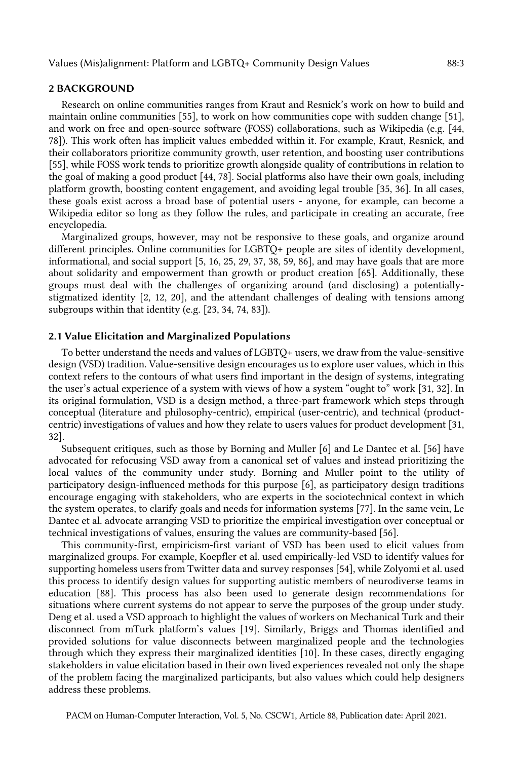## 2 BACKGROUND

Research on online communities ranges from Kraut and Resnick's work on how to build and maintain online communities [55], to work on how communities cope with sudden change [51], and work on free and open-source software (FOSS) collaborations, such as Wikipedia (e.g. [44, 78]). This work often has implicit values embedded within it. For example, Kraut, Resnick, and their collaborators prioritize community growth, user retention, and boosting user contributions [55], while FOSS work tends to prioritize growth alongside quality of contributions in relation to the goal of making a good product [44, 78]. Social platforms also have their own goals, including platform growth, boosting content engagement, and avoiding legal trouble [35, 36]. In all cases, these goals exist across a broad base of potential users - anyone, for example, can become a Wikipedia editor so long as they follow the rules, and participate in creating an accurate, free encyclopedia.

Marginalized groups, however, may not be responsive to these goals, and organize around different principles. Online communities for LGBTQ+ people are sites of identity development, informational, and social support [5, 16, 25, 29, 37, 38, 59, 86], and may have goals that are more about solidarity and empowerment than growth or product creation [65]. Additionally, these groups must deal with the challenges of organizing around (and disclosing) a potentially-stigmatized identity [2, 12, 20], and the attendant challenges of dealing with tensions among subgroups within that identity (e.g. [23, 34, 74, 83]).

### 2.1 Value Elicitation and Marginalized Populations

To better understand the needs and values of LGBTQ+ users, we draw from the value-sensitive design (VSD) tradition. Value-sensitive design encourages us to explore user values, which in this context refers to the contours of what users find important in the design of systems, integrating the user's actual experience of a system with views of how a system "ought to" work [31, 32]. In its original formulation, VSD is a design method, a three-part framework which steps through conceptual (literature and philosophy-centric), empirical (user-centric), and technical (product-centric) investigations of values and how they relate to users values for product development [31, 32].

Subsequent critiques, such as those by Borning and Muller [6] and Le Dantec et al. [56] have advocated for refocusing VSD away from a canonical set of values and instead prioritizing the local values of the community under study. Borning and Muller point to the utility of participatory design-influenced methods for this purpose [6], as participatory design traditions encourage engaging with stakeholders, who are experts in the sociotechnical context in which the system operates, to clarify goals and needs for information systems [77]. In the same vein, Le Dantec et al. advocate arranging VSD to prioritize the empirical investigation over conceptual or technical investigations of values, ensuring the values are community-based [56].

This community-first, empiricism-first variant of VSD has been used to elicit values from marginalized groups. For example, Koepfler et al. used empirically-led VSD to identify values for supporting homeless users from Twitter data and survey responses [54], while Zolyomi et al. used this process to identify design values for supporting autistic members of neurodiverse teams in education [88]. This process has also been used to generate design recommendations for situations where current systems do not appear to serve the purposes of the group under study. Deng et al. used a VSD approach to highlight the values of workers on Mechanical Turk and their disconnect from mTurk platform's values [19]. Similarly, Briggs and Thomas identified and provided solutions for value disconnects between marginalized people and the technologies through which they express their marginalized identities [10]. In these cases, directly engaging stakeholders in value elicitation based in their own lived experiences revealed not only the shape of the problem facing the marginalized participants, but also values which could help designers address these problems.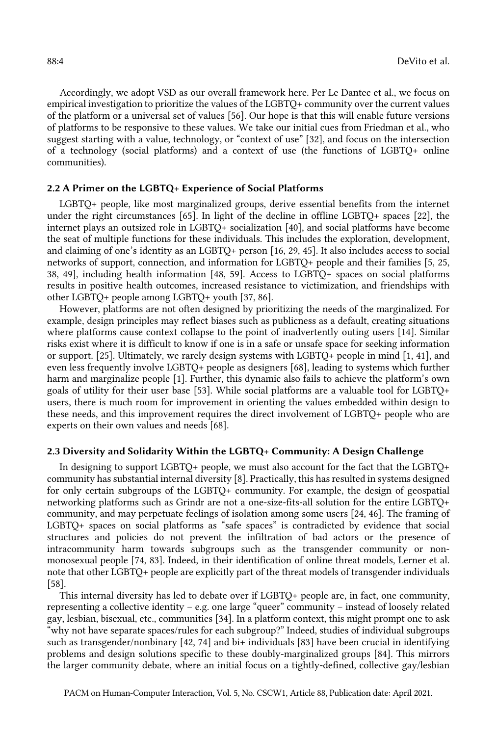Accordingly, we adopt VSD as our overall framework here. Per Le Dantec et al., we focus on empirical investigation to prioritize the values of the LGBTQ+ community over the current values of the platform or a universal set of values [56]. Our hope is that this will enable future versions of platforms to be responsive to these values. We take our initial cues from Friedman et al., who suggest starting with a value, technology, or "context of use" [32], and focus on the intersection of a technology (social platforms) and a context of use (the functions of LGBTQ+ online communities).

### 2.2 A Primer on the LGBTQ+ Experience of Social Platforms

LGBTQ+ people, like most marginalized groups, derive essential benefits from the internet under the right circumstances [65]. In light of the decline in offline LGBTQ+ spaces [22], the internet plays an outsized role in LGBTQ+ socialization [40], and social platforms have become the seat of multiple functions for these individuals. This includes the exploration, development, and claiming of one's identity as an LGBTQ+ person [16, 29, 45]. It also includes access to social networks of support, connection, and information for LGBTQ+ people and their families [5, 25, 38, 49], including health information [48, 59]. Access to LGBTQ+ spaces on social platforms results in positive health outcomes, increased resistance to victimization, and friendships with other LGBTQ+ people among LGBTQ+ youth [37, 86].

However, platforms are not often designed by prioritizing the needs of the marginalized. For example, design principles may reflect biases such as publicness as a default, creating situations where platforms cause context collapse to the point of inadvertently outing users [14]. Similar risks exist where it is difficult to know if one is in a safe or unsafe space for seeking information or support. [25]. Ultimately, we rarely design systems with LGBTQ+ people in mind [1, 41], and even less frequently involve LGBTQ+ people as designers [68], leading to systems which further harm and marginalize people [1]. Further, this dynamic also fails to achieve the platform's own goals of utility for their user base [53]. While social platforms are a valuable tool for LGBTQ+ users, there is much room for improvement in orienting the values embedded within design to these needs, and this improvement requires the direct involvement of LGBTQ+ people who are experts on their own values and needs [68].

### 2.3 Diversity and Solidarity Within the LGBTQ+ Community: A Design Challenge

In designing to support LGBTQ+ people, we must also account for the fact that the LGBTQ+ community has substantial internal diversity [8]. Practically, this has resulted in systems designed for only certain subgroups of the LGBTQ+ community. For example, the design of geospatial networking platforms such as Grindr are not a one-size-fits-all solution for the entire LGBTQ+ community, and may perpetuate feelings of isolation among some users [24, 46]. The framing of LGBTQ+ spaces on social platforms as "safe spaces" is contradicted by evidence that social structures and policies do not prevent the infiltration of bad actors or the presence of intracommunity harm towards subgroups such as the transgender community or non-monosexual people [74, 83]. Indeed, in their identification of online threat models, Lerner et al. note that other LGBTQ+ people are explicitly part of the threat models of transgender individuals [58].

This internal diversity has led to debate over if LGBTQ+ people are, in fact, one community, representing a collective identity – e.g. one large "queer" community – instead of loosely related gay, lesbian, bisexual, etc., communities [34]. In a platform context, this might prompt one to ask "why not have separate spaces/rules for each subgroup?" Indeed, studies of individual subgroups such as transgender/nonbinary [42, 74] and bi+ individuals [83] have been crucial in identifying problems and design solutions specific to these doubly-marginalized groups [84]. This mirrors the larger community debate, where an initial focus on a tightly-defined, collective gay/lesbian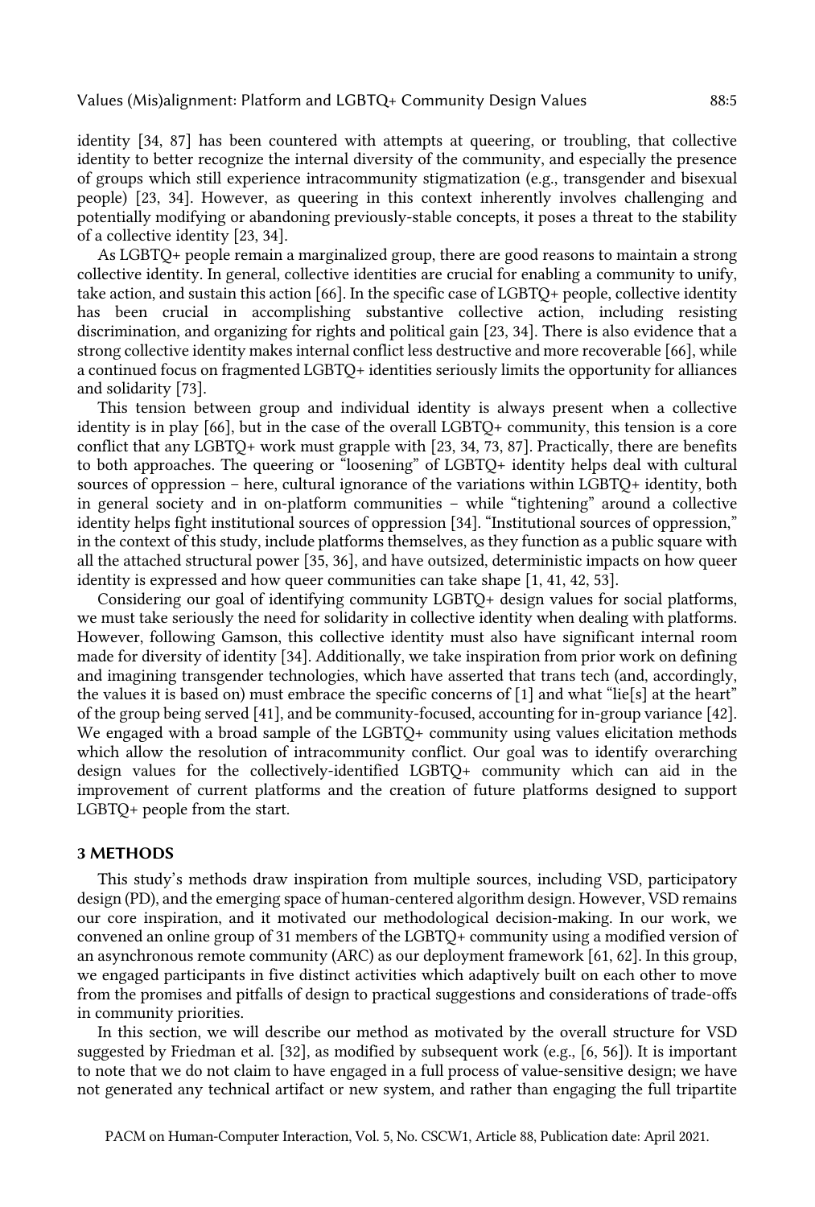identity [34, 87] has been countered with attempts at queering, or troubling, that collective identity to better recognize the internal diversity of the community, and especially the presence of groups which still experience intracommunity stigmatization (e.g., transgender and bisexual people) [23, 34]. However, as queering in this context inherently involves challenging and potentially modifying or abandoning previously-stable concepts, it poses a threat to the stability of a collective identity [23, 34].

As LGBTQ+ people remain a marginalized group, there are good reasons to maintain a strong collective identity. In general, collective identities are crucial for enabling a community to unify, take action, and sustain this action [66]. In the specific case of LGBTQ+ people, collective identity has been crucial in accomplishing substantive collective action, including resisting discrimination, and organizing for rights and political gain [23, 34]. There is also evidence that a strong collective identity makes internal conflict less destructive and more recoverable [66], while a continued focus on fragmented LGBTQ+ identities seriously limits the opportunity for alliances and solidarity [73].

This tension between group and individual identity is always present when a collective identity is in play [66], but in the case of the overall LGBTQ+ community, this tension is a core conflict that any LGBTQ+ work must grapple with [23, 34, 73, 87]. Practically, there are benefits to both approaches. The queering or "loosening" of LGBTQ+ identity helps deal with cultural sources of oppression – here, cultural ignorance of the variations within LGBTQ+ identity, both in general society and in on-platform communities – while "tightening" around a collective identity helps fight institutional sources of oppression [34]. "Institutional sources of oppression," in the context of this study, include platforms themselves, as they function as a public square with all the attached structural power [35, 36], and have outsized, deterministic impacts on how queer identity is expressed and how queer communities can take shape [1, 41, 42, 53].

Considering our goal of identifying community LGBTQ+ design values for social platforms, we must take seriously the need for solidarity in collective identity when dealing with platforms. However, following Gamson, this collective identity must also have significant internal room made for diversity of identity [34]. Additionally, we take inspiration from prior work on defining and imagining transgender technologies, which have asserted that trans tech (and, accordingly, the values it is based on) must embrace the specific concerns of [1] and what "lie[s] at the heart" of the group being served [41], and be community-focused, accounting for in-group variance [42]. We engaged with a broad sample of the LGBTQ+ community using values elicitation methods which allow the resolution of intracommunity conflict. Our goal was to identify overarching design values for the collectively-identified LGBTQ+ community which can aid in the improvement of current platforms and the creation of future platforms designed to support LGBTQ+ people from the start.

## 3 METHODS

This study's methods draw inspiration from multiple sources, including VSD, participatory design (PD), and the emerging space of human-centered algorithm design. However, VSD remains our core inspiration, and it motivated our methodological decision-making. In our work, we convened an online group of 31 members of the LGBTQ+ community using a modified version of an asynchronous remote community (ARC) as our deployment framework [61, 62]. In this group, we engaged participants in five distinct activities which adaptively built on each other to move from the promises and pitfalls of design to practical suggestions and considerations of trade-offs in community priorities.

In this section, we will describe our method as motivated by the overall structure for VSD suggested by Friedman et al. [32], as modified by subsequent work (e.g., [6, 56]). It is important to note that we do not claim to have engaged in a full process of value-sensitive design; we have not generated any technical artifact or new system, and rather than engaging the full tripartite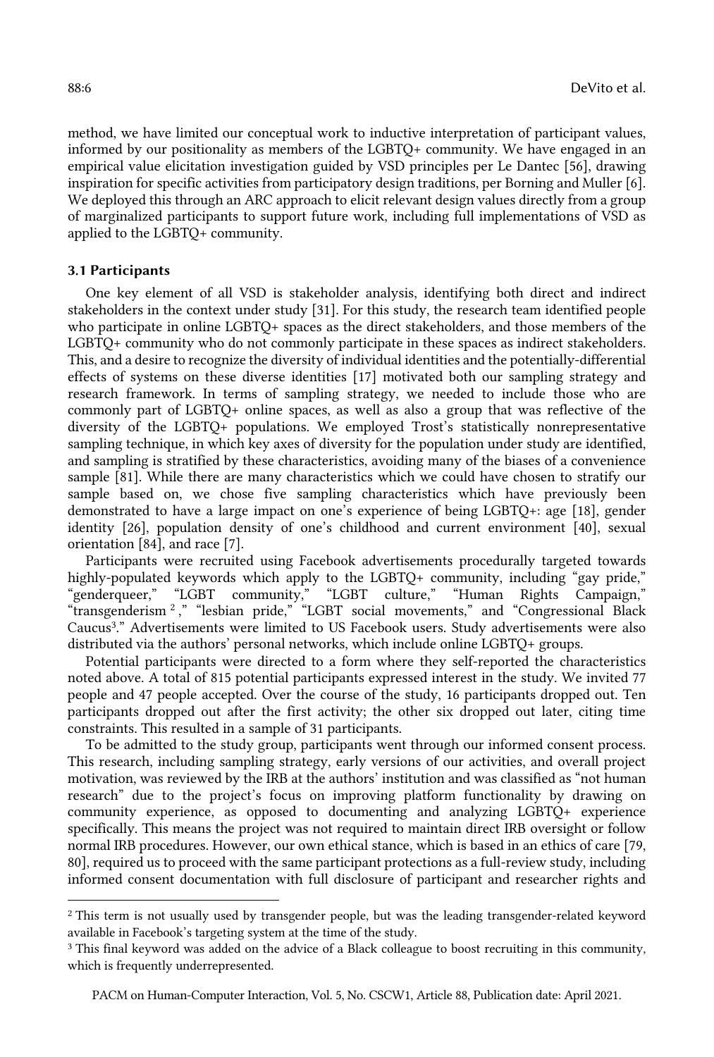method, we have limited our conceptual work to inductive interpretation of participant values, informed by our positionality as members of the LGBTQ+ community. We have engaged in an empirical value elicitation investigation guided by VSD principles per Le Dantec [56], drawing inspiration for specific activities from participatory design traditions, per Borning and Muller [6]. We deployed this through an ARC approach to elicit relevant design values directly from a group of marginalized participants to support future work, including full implementations of VSD as applied to the LGBTQ+ community.

### 3.1 Participants

One key element of all VSD is stakeholder analysis, identifying both direct and indirect stakeholders in the context under study [31]. For this study, the research team identified people who participate in online LGBTQ+ spaces as the direct stakeholders, and those members of the LGBTQ+ community who do not commonly participate in these spaces as indirect stakeholders. This, and a desire to recognize the diversity of individual identities and the potentially-differential effects of systems on these diverse identities [17] motivated both our sampling strategy and research framework. In terms of sampling strategy, we needed to include those who are commonly part of LGBTQ+ online spaces, as well as also a group that was reflective of the diversity of the LGBTQ+ populations. We employed Trost's statistically nonrepresentative sampling technique, in which key axes of diversity for the population under study are identified, and sampling is stratified by these characteristics, avoiding many of the biases of a convenience sample [81]. While there are many characteristics which we could have chosen to stratify our sample based on, we chose five sampling characteristics which have previously been demonstrated to have a large impact on one's experience of being LGBTQ+: age [18], gender identity [26], population density of one's childhood and current environment [40], sexual orientation [84], and race [7].

Participants were recruited using Facebook advertisements procedurally targeted towards highly-populated keywords which apply to the LGBTQ+ community, including "gay pride," "genderqueer," "LGBT community," "LGBT culture," "Human Rights Campaign," "transgenderism [2]," "lesbian pride," "LGBT social movements," and "Congressional Black Caucus[3]." Advertisements were limited to US Facebook users. Study advertisements were also distributed via the authors' personal networks, which include online LGBTQ+ groups.

Potential participants were directed to a form where they self-reported the characteristics noted above. A total of 815 potential participants expressed interest in the study. We invited 77 people and 47 people accepted. Over the course of the study, 16 participants dropped out. Ten participants dropped out after the first activity; the other six dropped out later, citing time constraints. This resulted in a sample of 31 participants.

To be admitted to the study group, participants went through our informed consent process. This research, including sampling strategy, early versions of our activities, and overall project motivation, was reviewed by the IRB at the authors' institution and was classified as "not human research" due to the project's focus on improving platform functionality by drawing on community experience, as opposed to documenting and analyzing LGBTQ+ experience specifically. This means the project was not required to maintain direct IRB oversight or follow normal IRB procedures. However, our own ethical stance, which is based in an ethics of care [79, 80], required us to proceed with the same participant protections as a full-review study, including informed consent documentation with full disclosure of participant and researcher rights and

---

[2] This term is not usually used by transgender people, but was the leading transgender-related keyword available in Facebook's targeting system at the time of the study.

[3] This final keyword was added on the advice of a Black colleague to boost recruiting in this community, which is frequently underrepresented.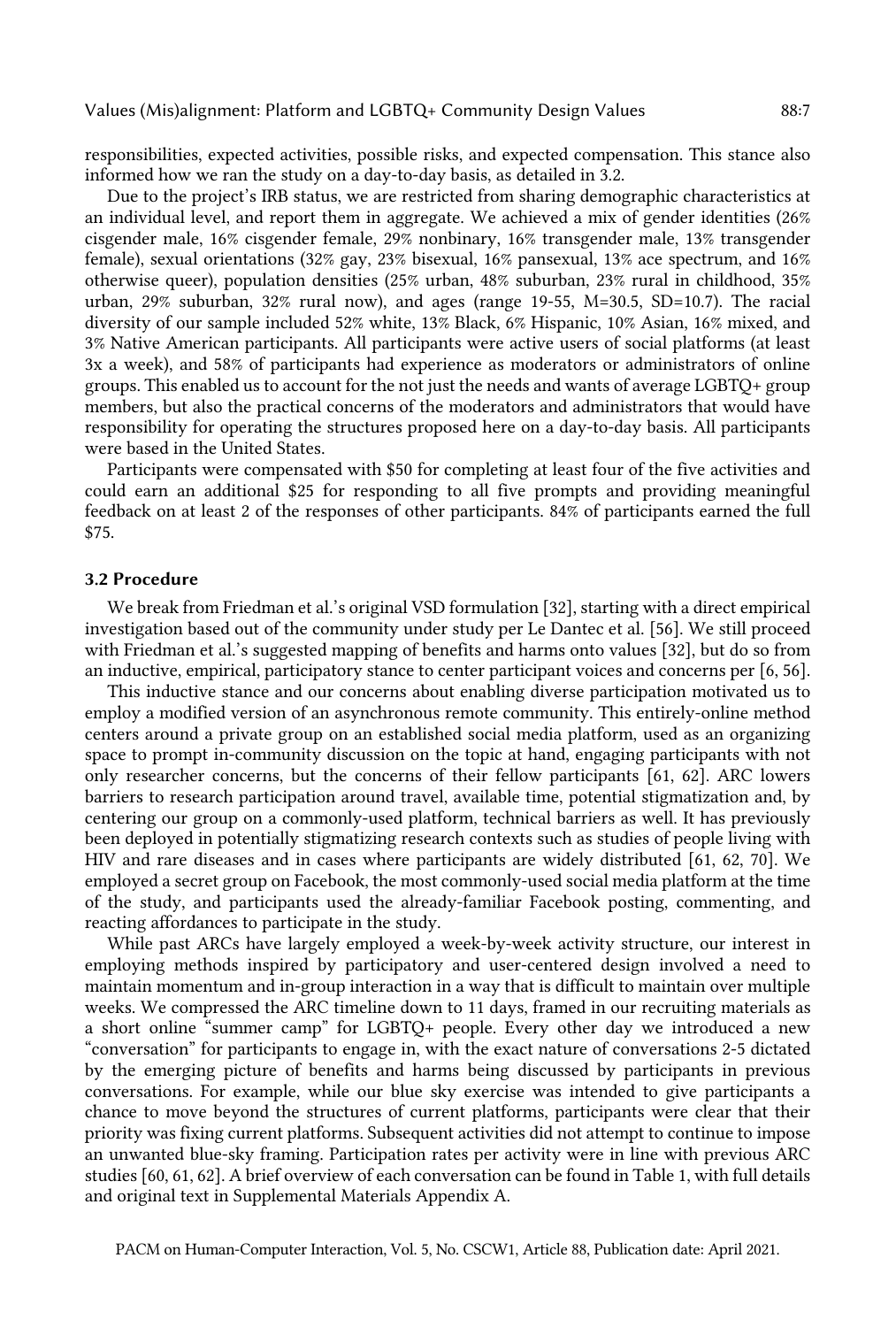responsibilities, expected activities, possible risks, and expected compensation. This stance also informed how we ran the study on a day-to-day basis, as detailed in 3.2.

Due to the project's IRB status, we are restricted from sharing demographic characteristics at an individual level, and report them in aggregate. We achieved a mix of gender identities (26% cisgender male, 16% cisgender female, 29% nonbinary, 16% transgender male, 13% transgender female), sexual orientations (32% gay, 23% bisexual, 16% pansexual, 13% ace spectrum, and 16% otherwise queer), population densities (25% urban, 48% suburban, 23% rural in childhood, 35% urban, 29% suburban, 32% rural now), and ages (range 19-55, M=30.5, SD=10.7). The racial diversity of our sample included 52% white, 13% Black, 6% Hispanic, 10% Asian, 16% mixed, and 3% Native American participants. All participants were active users of social platforms (at least 3x a week), and 58% of participants had experience as moderators or administrators of online groups. This enabled us to account for the not just the needs and wants of average LGBTQ+ group members, but also the practical concerns of the moderators and administrators that would have responsibility for operating the structures proposed here on a day-to-day basis. All participants were based in the United States.

Participants were compensated with $50 for completing at least four of the five activities and could earn an additional $25 for responding to all five prompts and providing meaningful feedback on at least 2 of the responses of other participants. 84% of participants earned the full $75.

### 3.2 Procedure

We break from Friedman et al.'s original VSD formulation [32], starting with a direct empirical investigation based out of the community under study per Le Dantec et al. [56]. We still proceed with Friedman et al.'s suggested mapping of benefits and harms onto values [32], but do so from an inductive, empirical, participatory stance to center participant voices and concerns per [6, 56].

This inductive stance and our concerns about enabling diverse participation motivated us to employ a modified version of an asynchronous remote community. This entirely-online method centers around a private group on an established social media platform, used as an organizing space to prompt in-community discussion on the topic at hand, engaging participants with not only researcher concerns, but the concerns of their fellow participants [61, 62]. ARC lowers barriers to research participation around travel, available time, potential stigmatization and, by centering our group on a commonly-used platform, technical barriers as well. It has previously been deployed in potentially stigmatizing research contexts such as studies of people living with HIV and rare diseases and in cases where participants are widely distributed [61, 62, 70]. We employed a secret group on Facebook, the most commonly-used social media platform at the time of the study, and participants used the already-familiar Facebook posting, commenting, and reacting affordances to participate in the study.

While past ARCs have largely employed a week-by-week activity structure, our interest in employing methods inspired by participatory and user-centered design involved a need to maintain momentum and in-group interaction in a way that is difficult to maintain over multiple weeks. We compressed the ARC timeline down to 11 days, framed in our recruiting materials as a short online "summer camp" for LGBTQ+ people. Every other day we introduced a new "conversation" for participants to engage in, with the exact nature of conversations 2-5 dictated by the emerging picture of benefits and harms being discussed by participants in previous conversations. For example, while our blue sky exercise was intended to give participants a chance to move beyond the structures of current platforms, participants were clear that their priority was fixing current platforms. Subsequent activities did not attempt to continue to impose an unwanted blue-sky framing. Participation rates per activity were in line with previous ARC studies [60, 61, 62]. A brief overview of each conversation can be found in Table 1, with full details and original text in Supplemental Materials Appendix A.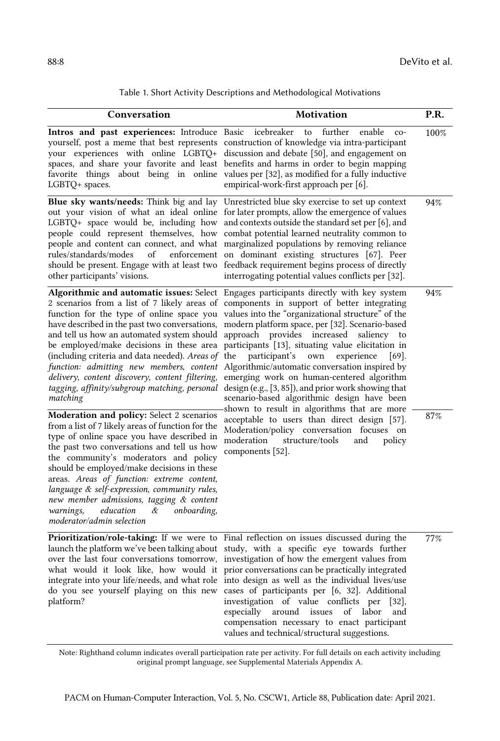Table 1. Short Activity Descriptions and Methodological Motivations

| Conversation | Motivation | P.R. |
|---|---|---|
| **Intros and past experiences:** Introduce yourself, post a meme that best represents your experiences with online LGBTQ+ spaces, and share your favorite and least favorite things about being in online LGBTQ+ spaces. | Basic icebreaker to further enable co-construction of knowledge via intra-participant discussion and debate [50], and engagement on benefits and harms in order to begin mapping values per [32], as modified for a fully inductive empirical-work-first approach per [6]. | 100% |
| **Blue sky wants/needs:** Think big and lay out your vision of what an ideal online LGBTQ+ space would be, including how people could represent themselves, how people and content can connect, and what rules/standards/modes of enforcement should be present. Engage with at least two other participants' visions. | Unrestricted blue sky exercise to set up context for later prompts, allow the emergence of values and contexts outside the standard set per [6], and combat potential learned neutrality common to marginalized populations by removing reliance on dominant existing structures [67]. Peer feedback requirement begins process of directly interrogating potential values conflicts per [32]. | 94% |
| **Algorithmic and automatic issues:** Select 2 scenarios from a list of 7 likely areas of function for the type of online space you have described in the past two conversations, and tell us how an automated system should be employed/make decisions in these area (including criteria and data needed). *Areas of function: admitting new members, content delivery, content discovery, content filtering, tagging, affinity/subgroup matching, personal matching* | Engages participants directly with key system components in support of better integrating values into the "organizational structure" of the modern platform space, per [32]. Scenario-based approach provides increased saliency to participants [13], situating value elicitation in the participant's own experience [69]. Algorithmic/automatic conversation inspired by emerging work on human-centered algorithm design (e.g., [3, 85]), and prior work showing that scenario-based algorithmic design have been shown to result in algorithms that are more acceptable to users than direct design [57]. Moderation/policy conversation focuses on moderation structure/tools and policy components [52]. | 94% |
| **Moderation and policy:** Select 2 scenarios from a list of 7 likely areas of function for the type of online space you have described in the past two conversations and tell us how the community's moderators and policy should be employed/make decisions in these areas. *Areas of function: extreme content, language & self-expression, community rules, new member admissions, tagging & content warnings, education & onboarding, moderator/admin selection* | | 87% |
| **Prioritization/role-taking:** If we were to launch the platform we've been talking about over the last four conversations tomorrow, what would it look like, how would it integrate into your life/needs, and what role do you see yourself playing on this new platform? | Final reflection on issues discussed during the study, with a specific eye towards further investigation of how the emergent values from prior conversations can be practically integrated into design as well as the individual lives/use cases of participants per [6, 32]. Additional investigation of value conflicts per [32], especially around issues of labor and compensation necessary to enact participant values and technical/structural suggestions. | 77% |

Note: Righthand column indicates overall participation rate per activity. For full details on each activity including original prompt language, see Supplemental Materials Appendix A.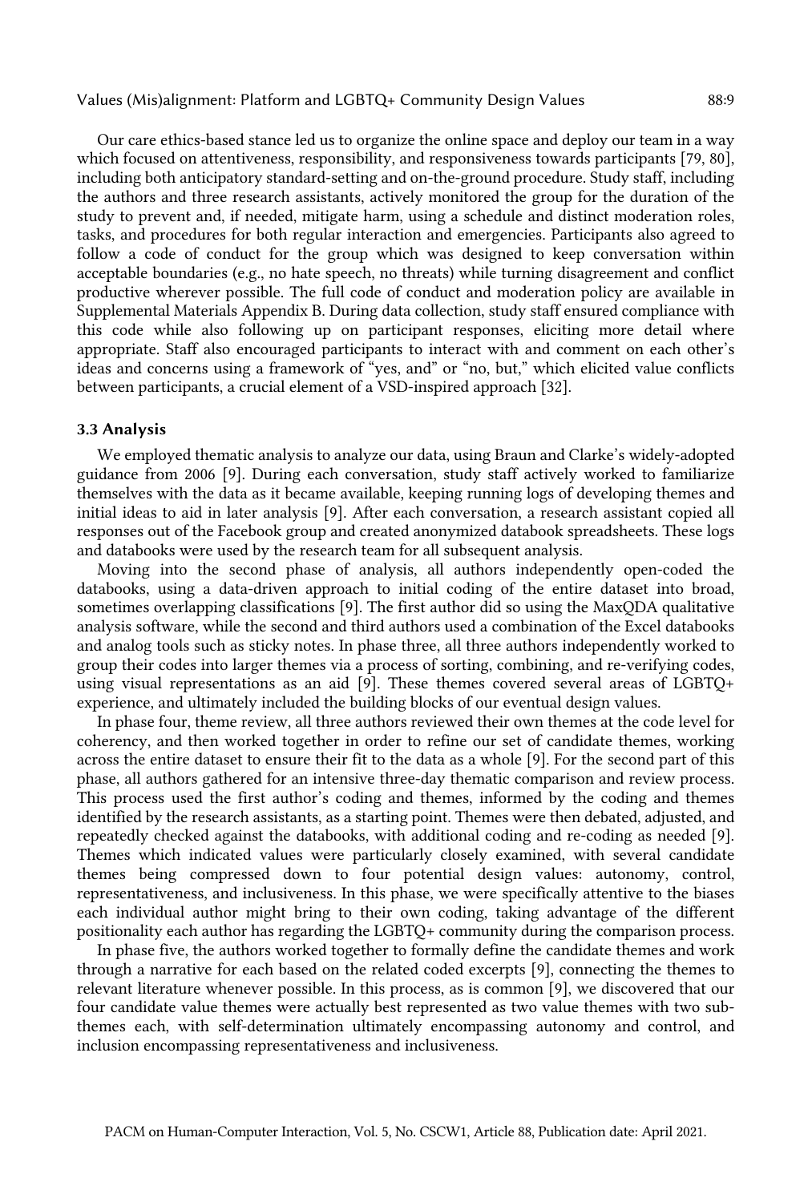Our care ethics-based stance led us to organize the online space and deploy our team in a way which focused on attentiveness, responsibility, and responsiveness towards participants [79, 80], including both anticipatory standard-setting and on-the-ground procedure. Study staff, including the authors and three research assistants, actively monitored the group for the duration of the study to prevent and, if needed, mitigate harm, using a schedule and distinct moderation roles, tasks, and procedures for both regular interaction and emergencies. Participants also agreed to follow a code of conduct for the group which was designed to keep conversation within acceptable boundaries (e.g., no hate speech, no threats) while turning disagreement and conflict productive wherever possible. The full code of conduct and moderation policy are available in Supplemental Materials Appendix B. During data collection, study staff ensured compliance with this code while also following up on participant responses, eliciting more detail where appropriate. Staff also encouraged participants to interact with and comment on each other's ideas and concerns using a framework of "yes, and" or "no, but," which elicited value conflicts between participants, a crucial element of a VSD-inspired approach [32].

### 3.3 Analysis

We employed thematic analysis to analyze our data, using Braun and Clarke's widely-adopted guidance from 2006 [9]. During each conversation, study staff actively worked to familiarize themselves with the data as it became available, keeping running logs of developing themes and initial ideas to aid in later analysis [9]. After each conversation, a research assistant copied all responses out of the Facebook group and created anonymized databook spreadsheets. These logs and databooks were used by the research team for all subsequent analysis.

Moving into the second phase of analysis, all authors independently open-coded the databooks, using a data-driven approach to initial coding of the entire dataset into broad, sometimes overlapping classifications [9]. The first author did so using the MaxQDA qualitative analysis software, while the second and third authors used a combination of the Excel databooks and analog tools such as sticky notes. In phase three, all three authors independently worked to group their codes into larger themes via a process of sorting, combining, and re-verifying codes, using visual representations as an aid [9]. These themes covered several areas of LGBTQ+ experience, and ultimately included the building blocks of our eventual design values.

In phase four, theme review, all three authors reviewed their own themes at the code level for coherency, and then worked together in order to refine our set of candidate themes, working across the entire dataset to ensure their fit to the data as a whole [9]. For the second part of this phase, all authors gathered for an intensive three-day thematic comparison and review process. This process used the first author's coding and themes, informed by the coding and themes identified by the research assistants, as a starting point. Themes were then debated, adjusted, and repeatedly checked against the databooks, with additional coding and re-coding as needed [9]. Themes which indicated values were particularly closely examined, with several candidate themes being compressed down to four potential design values: autonomy, control, representativeness, and inclusiveness. In this phase, we were specifically attentive to the biases each individual author might bring to their own coding, taking advantage of the different positionality each author has regarding the LGBTQ+ community during the comparison process.

In phase five, the authors worked together to formally define the candidate themes and work through a narrative for each based on the related coded excerpts [9], connecting the themes to relevant literature whenever possible. In this process, as is common [9], we discovered that our four candidate value themes were actually best represented as two value themes with two sub-themes each, with self-determination ultimately encompassing autonomy and control, and inclusion encompassing representativeness and inclusiveness.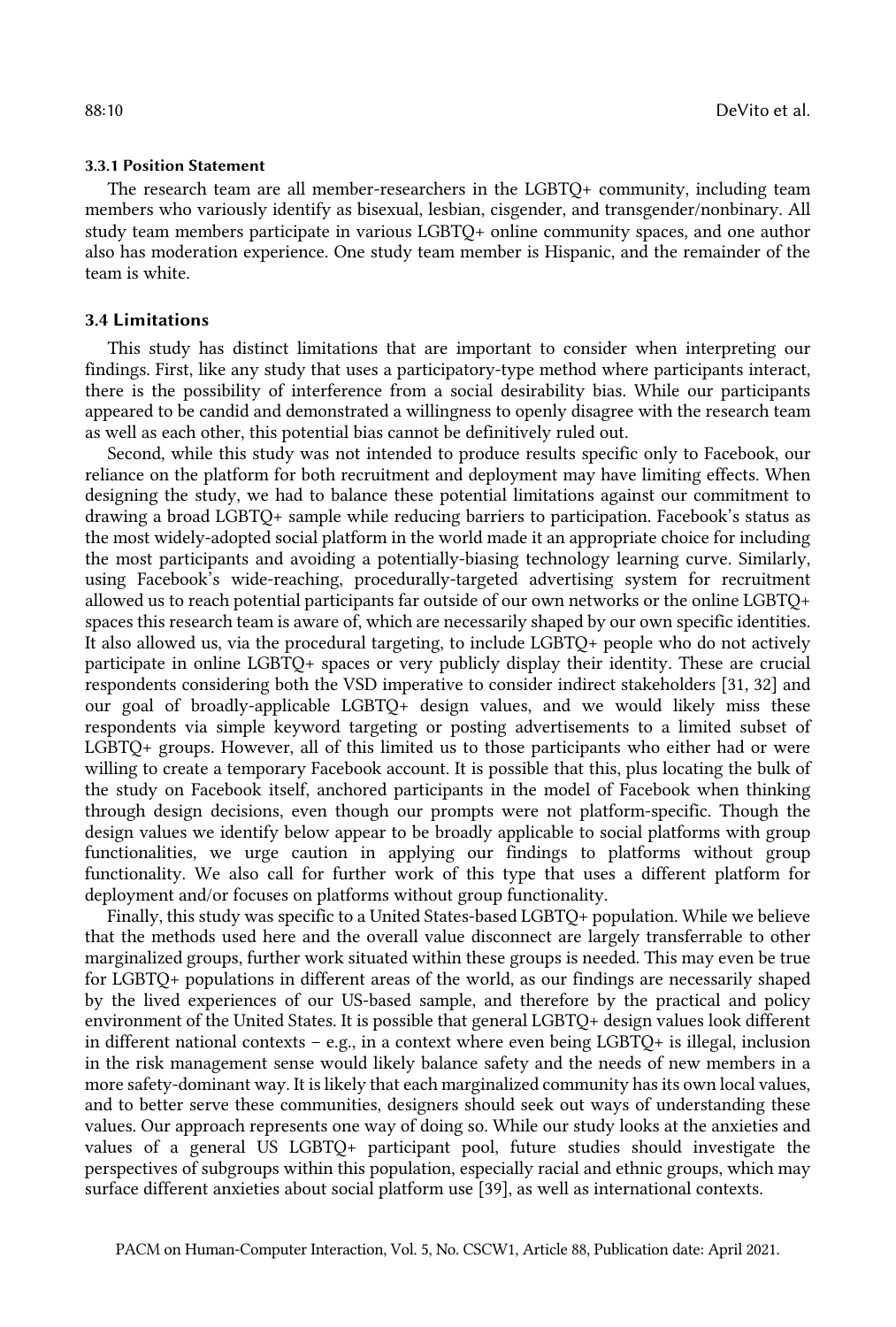#### 3.3.1 Position Statement

The research team are all member-researchers in the LGBTQ+ community, including team members who variously identify as bisexual, lesbian, cisgender, and transgender/nonbinary. All study team members participate in various LGBTQ+ online community spaces, and one author also has moderation experience. One study team member is Hispanic, and the remainder of the team is white.

### 3.4 Limitations

This study has distinct limitations that are important to consider when interpreting our findings. First, like any study that uses a participatory-type method where participants interact, there is the possibility of interference from a social desirability bias. While our participants appeared to be candid and demonstrated a willingness to openly disagree with the research team as well as each other, this potential bias cannot be definitively ruled out.

Second, while this study was not intended to produce results specific only to Facebook, our reliance on the platform for both recruitment and deployment may have limiting effects. When designing the study, we had to balance these potential limitations against our commitment to drawing a broad LGBTQ+ sample while reducing barriers to participation. Facebook's status as the most widely-adopted social platform in the world made it an appropriate choice for including the most participants and avoiding a potentially-biasing technology learning curve. Similarly, using Facebook's wide-reaching, procedurally-targeted advertising system for recruitment allowed us to reach potential participants far outside of our own networks or the online LGBTQ+ spaces this research team is aware of, which are necessarily shaped by our own specific identities. It also allowed us, via the procedural targeting, to include LGBTQ+ people who do not actively participate in online LGBTQ+ spaces or very publicly display their identity. These are crucial respondents considering both the VSD imperative to consider indirect stakeholders [31, 32] and our goal of broadly-applicable LGBTQ+ design values, and we would likely miss these respondents via simple keyword targeting or posting advertisements to a limited subset of LGBTQ+ groups. However, all of this limited us to those participants who either had or were willing to create a temporary Facebook account. It is possible that this, plus locating the bulk of the study on Facebook itself, anchored participants in the model of Facebook when thinking through design decisions, even though our prompts were not platform-specific. Though the design values we identify below appear to be broadly applicable to social platforms with group functionalities, we urge caution in applying our findings to platforms without group functionality. We also call for further work of this type that uses a different platform for deployment and/or focuses on platforms without group functionality.

Finally, this study was specific to a United States-based LGBTQ+ population. While we believe that the methods used here and the overall value disconnect are largely transferrable to other marginalized groups, further work situated within these groups is needed. This may even be true for LGBTQ+ populations in different areas of the world, as our findings are necessarily shaped by the lived experiences of our US-based sample, and therefore by the practical and policy environment of the United States. It is possible that general LGBTQ+ design values look different in different national contexts – e.g., in a context where even being LGBTQ+ is illegal, inclusion in the risk management sense would likely balance safety and the needs of new members in a more safety-dominant way. It is likely that each marginalized community has its own local values, and to better serve these communities, designers should seek out ways of understanding these values. Our approach represents one way of doing so. While our study looks at the anxieties and values of a general US LGBTQ+ participant pool, future studies should investigate the perspectives of subgroups within this population, especially racial and ethnic groups, which may surface different anxieties about social platform use [39], as well as international contexts.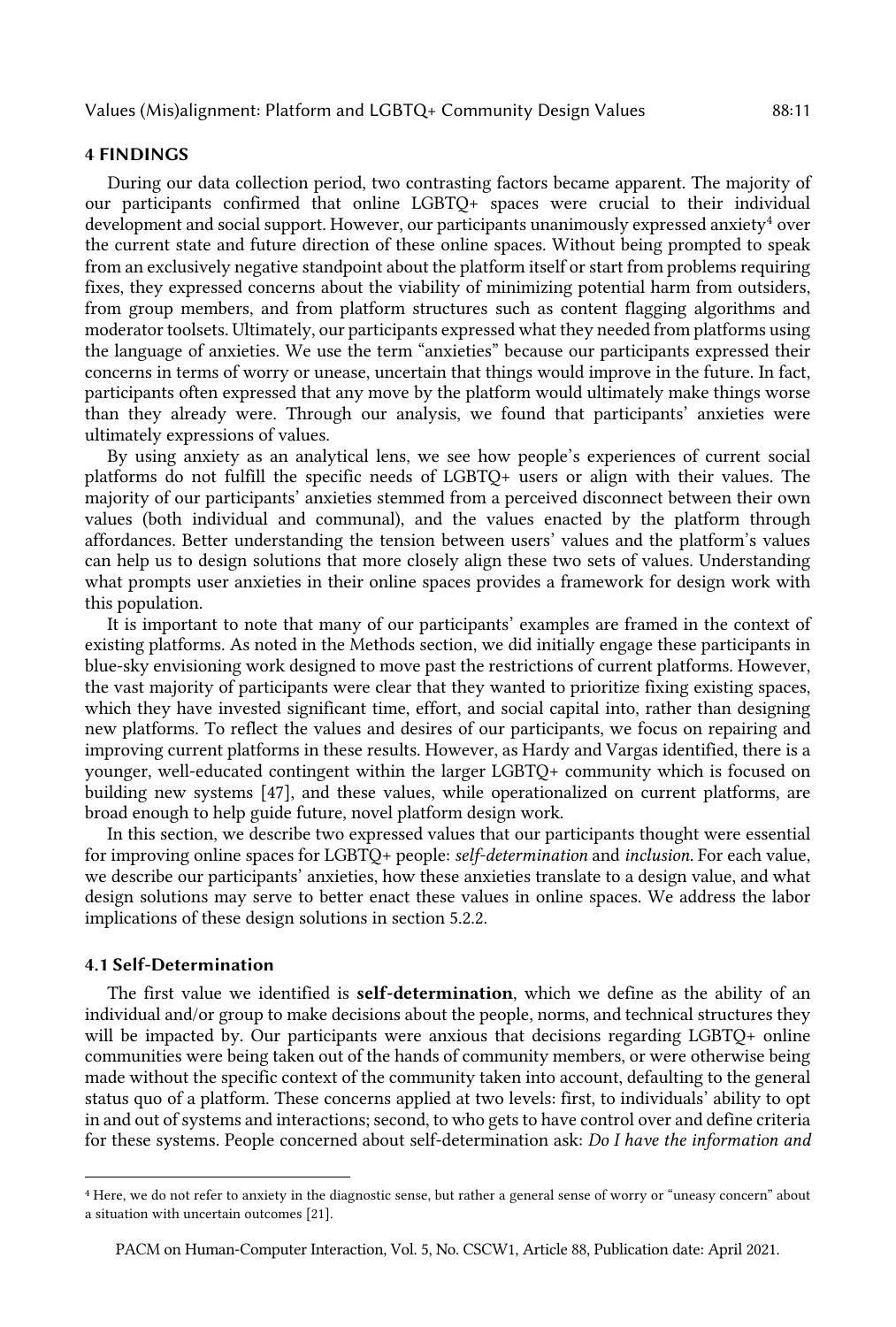## 4 FINDINGS

During our data collection period, two contrasting factors became apparent. The majority of our participants confirmed that online LGBTQ+ spaces were crucial to their individual development and social support. However, our participants unanimously expressed anxiety[4] over the current state and future direction of these online spaces. Without being prompted to speak from an exclusively negative standpoint about the platform itself or start from problems requiring fixes, they expressed concerns about the viability of minimizing potential harm from outsiders, from group members, and from platform structures such as content flagging algorithms and moderator toolsets. Ultimately, our participants expressed what they needed from platforms using the language of anxieties. We use the term "anxieties" because our participants expressed their concerns in terms of worry or unease, uncertain that things would improve in the future. In fact, participants often expressed that any move by the platform would ultimately make things worse than they already were. Through our analysis, we found that participants' anxieties were ultimately expressions of values.

By using anxiety as an analytical lens, we see how people's experiences of current social platforms do not fulfill the specific needs of LGBTQ+ users or align with their values. The majority of our participants' anxieties stemmed from a perceived disconnect between their own values (both individual and communal), and the values enacted by the platform through affordances. Better understanding the tension between users' values and the platform's values can help us to design solutions that more closely align these two sets of values. Understanding what prompts user anxieties in their online spaces provides a framework for design work with this population.

It is important to note that many of our participants' examples are framed in the context of existing platforms. As noted in the Methods section, we did initially engage these participants in blue-sky envisioning work designed to move past the restrictions of current platforms. However, the vast majority of participants were clear that they wanted to prioritize fixing existing spaces, which they have invested significant time, effort, and social capital into, rather than designing new platforms. To reflect the values and desires of our participants, we focus on repairing and improving current platforms in these results. However, as Hardy and Vargas identified, there is a younger, well-educated contingent within the larger LGBTQ+ community which is focused on building new systems [47], and these values, while operationalized on current platforms, are broad enough to help guide future, novel platform design work.

In this section, we describe two expressed values that our participants thought were essential for improving online spaces for LGBTQ+ people: *self-determination* and *inclusion*. For each value, we describe our participants' anxieties, how these anxieties translate to a design value, and what design solutions may serve to better enact these values in online spaces. We address the labor implications of these design solutions in section 5.2.2.

### 4.1 Self-Determination

The first value we identified is **self-determination**, which we define as the ability of an individual and/or group to make decisions about the people, norms, and technical structures they will be impacted by. Our participants were anxious that decisions regarding LGBTQ+ online communities were being taken out of the hands of community members, or were otherwise being made without the specific context of the community taken into account, defaulting to the general status quo of a platform. These concerns applied at two levels: first, to individuals' ability to opt in and out of systems and interactions; second, to who gets to have control over and define criteria for these systems. People concerned about self-determination ask: *Do I have the information and*

[4] Here, we do not refer to anxiety in the diagnostic sense, but rather a general sense of worry or "uneasy concern" about a situation with uncertain outcomes [21].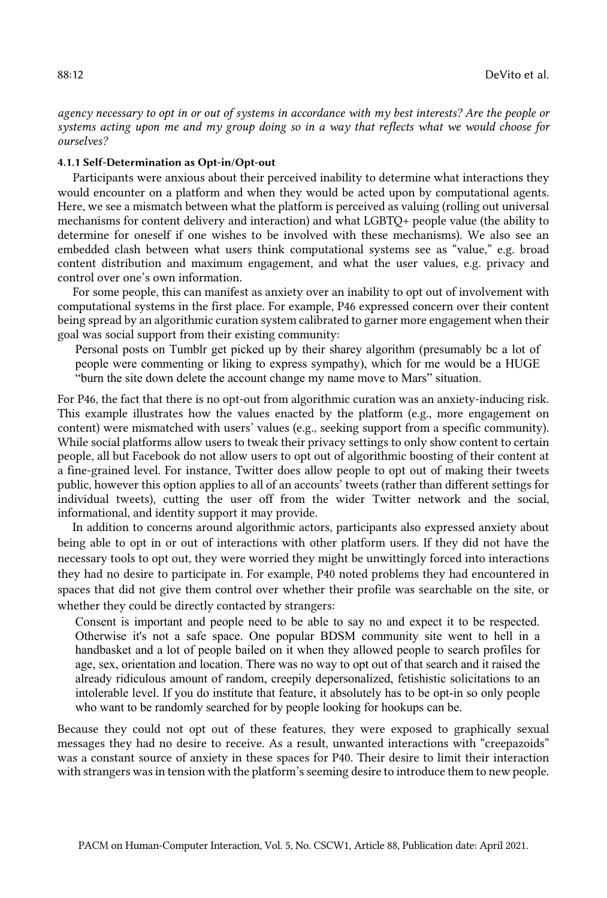*agency necessary to opt in or out of systems in accordance with my best interests? Are the people or systems acting upon me and my group doing so in a way that reflects what we would choose for ourselves?*

#### 4.1.1 Self-Determination as Opt-in/Opt-out

Participants were anxious about their perceived inability to determine what interactions they would encounter on a platform and when they would be acted upon by computational agents. Here, we see a mismatch between what the platform is perceived as valuing (rolling out universal mechanisms for content delivery and interaction) and what LGBTQ+ people value (the ability to determine for oneself if one wishes to be involved with these mechanisms). We also see an embedded clash between what users think computational systems see as "value," e.g. broad content distribution and maximum engagement, and what the user values, e.g. privacy and control over one's own information.

For some people, this can manifest as anxiety over an inability to opt out of involvement with computational systems in the first place. For example, P46 expressed concern over their content being spread by an algorithmic curation system calibrated to garner more engagement when their goal was social support from their existing community:

> Personal posts on Tumblr get picked up by their sharey algorithm (presumably bc a lot of people were commenting or liking to express sympathy), which for me would be a HUGE "burn the site down delete the account change my name move to Mars" situation.

For P46, the fact that there is no opt-out from algorithmic curation was an anxiety-inducing risk. This example illustrates how the values enacted by the platform (e.g., more engagement on content) were mismatched with users' values (e.g., seeking support from a specific community). While social platforms allow users to tweak their privacy settings to only show content to certain people, all but Facebook do not allow users to opt out of algorithmic boosting of their content at a fine-grained level. For instance, Twitter does allow people to opt out of making their tweets public, however this option applies to all of an accounts' tweets (rather than different settings for individual tweets), cutting the user off from the wider Twitter network and the social, informational, and identity support it may provide.

In addition to concerns around algorithmic actors, participants also expressed anxiety about being able to opt in or out of interactions with other platform users. If they did not have the necessary tools to opt out, they were worried they might be unwittingly forced into interactions they had no desire to participate in. For example, P40 noted problems they had encountered in spaces that did not give them control over whether their profile was searchable on the site, or whether they could be directly contacted by strangers:

> Consent is important and people need to be able to say no and expect it to be respected. Otherwise it's not a safe space. One popular BDSM community site went to hell in a handbasket and a lot of people bailed on it when they allowed people to search profiles for age, sex, orientation and location. There was no way to opt out of that search and it raised the already ridiculous amount of random, creepily depersonalized, fetishistic solicitations to an intolerable level. If you do institute that feature, it absolutely has to be opt-in so only people who want to be randomly searched for by people looking for hookups can be.

Because they could not opt out of these features, they were exposed to graphically sexual messages they had no desire to receive. As a result, unwanted interactions with "creepazoids" was a constant source of anxiety in these spaces for P40. Their desire to limit their interaction with strangers was in tension with the platform's seeming desire to introduce them to new people.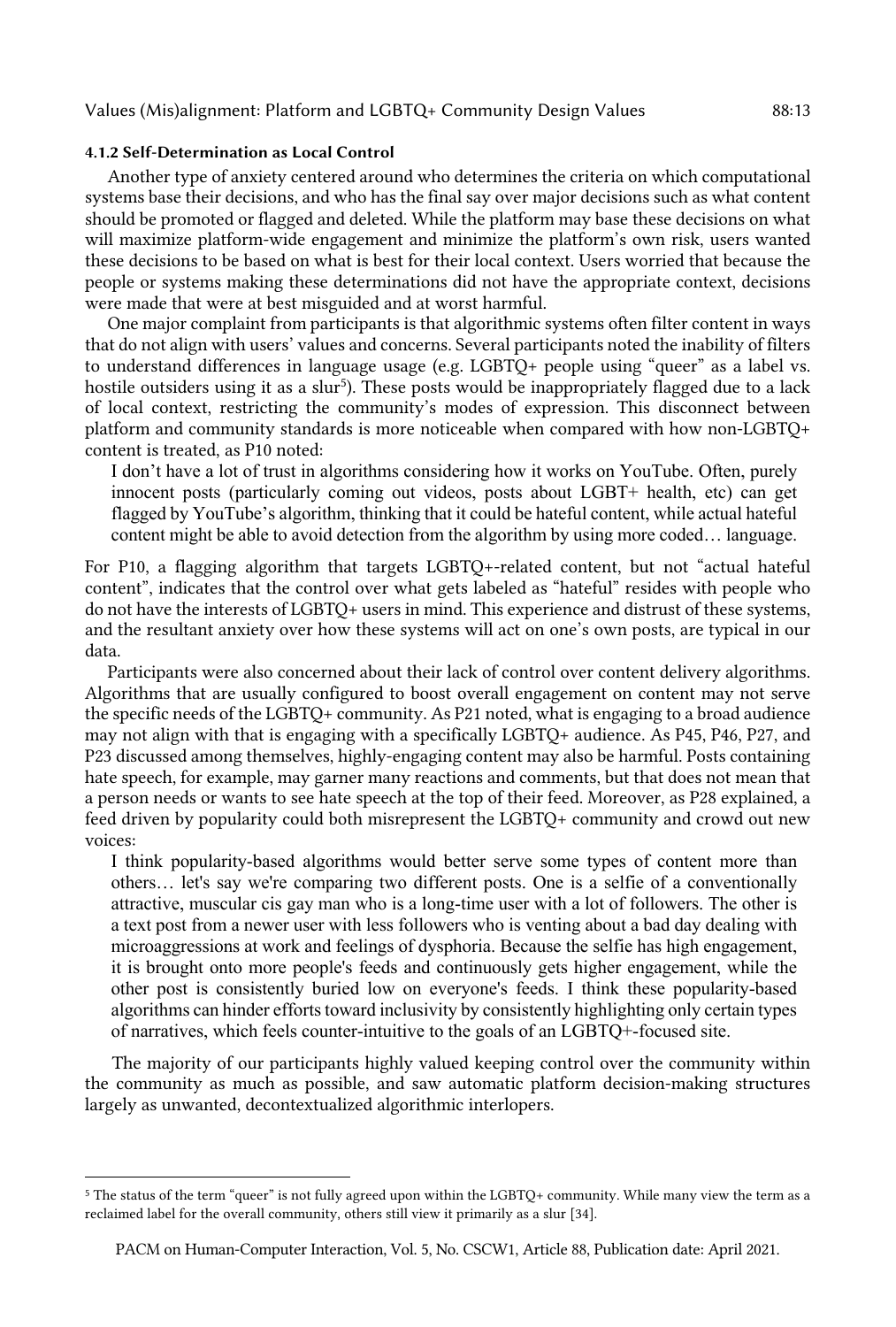#### 4.1.2 Self-Determination as Local Control

Another type of anxiety centered around who determines the criteria on which computational systems base their decisions, and who has the final say over major decisions such as what content should be promoted or flagged and deleted. While the platform may base these decisions on what will maximize platform-wide engagement and minimize the platform's own risk, users wanted these decisions to be based on what is best for their local context. Users worried that because the people or systems making these determinations did not have the appropriate context, decisions were made that were at best misguided and at worst harmful.

One major complaint from participants is that algorithmic systems often filter content in ways that do not align with users' values and concerns. Several participants noted the inability of filters to understand differences in language usage (e.g. LGBTQ+ people using "queer" as a label vs. hostile outsiders using it as a slur[5]). These posts would be inappropriately flagged due to a lack of local context, restricting the community's modes of expression. This disconnect between platform and community standards is more noticeable when compared with how non-LGBTQ+ content is treated, as P10 noted:

> I don't have a lot of trust in algorithms considering how it works on YouTube. Often, purely innocent posts (particularly coming out videos, posts about LGBT+ health, etc) can get flagged by YouTube's algorithm, thinking that it could be hateful content, while actual hateful content might be able to avoid detection from the algorithm by using more coded… language.

For P10, a flagging algorithm that targets LGBTQ+-related content, but not "actual hateful content", indicates that the control over what gets labeled as "hateful" resides with people who do not have the interests of LGBTQ+ users in mind. This experience and distrust of these systems, and the resultant anxiety over how these systems will act on one's own posts, are typical in our data.

Participants were also concerned about their lack of control over content delivery algorithms. Algorithms that are usually configured to boost overall engagement on content may not serve the specific needs of the LGBTQ+ community. As P21 noted, what is engaging to a broad audience may not align with that is engaging with a specifically LGBTQ+ audience. As P45, P46, P27, and P23 discussed among themselves, highly-engaging content may also be harmful. Posts containing hate speech, for example, may garner many reactions and comments, but that does not mean that a person needs or wants to see hate speech at the top of their feed. Moreover, as P28 explained, a feed driven by popularity could both misrepresent the LGBTQ+ community and crowd out new voices:

> I think popularity-based algorithms would better serve some types of content more than others… let's say we're comparing two different posts. One is a selfie of a conventionally attractive, muscular cis gay man who is a long-time user with a lot of followers. The other is a text post from a newer user with less followers who is venting about a bad day dealing with microaggressions at work and feelings of dysphoria. Because the selfie has high engagement, it is brought onto more people's feeds and continuously gets higher engagement, while the other post is consistently buried low on everyone's feeds. I think these popularity-based algorithms can hinder efforts toward inclusivity by consistently highlighting only certain types of narratives, which feels counter-intuitive to the goals of an LGBTQ+-focused site.

The majority of our participants highly valued keeping control over the community within the community as much as possible, and saw automatic platform decision-making structures largely as unwanted, decontextualized algorithmic interlopers.

---

[5] The status of the term "queer" is not fully agreed upon within the LGBTQ+ community. While many view the term as a reclaimed label for the overall community, others still view it primarily as a slur [34].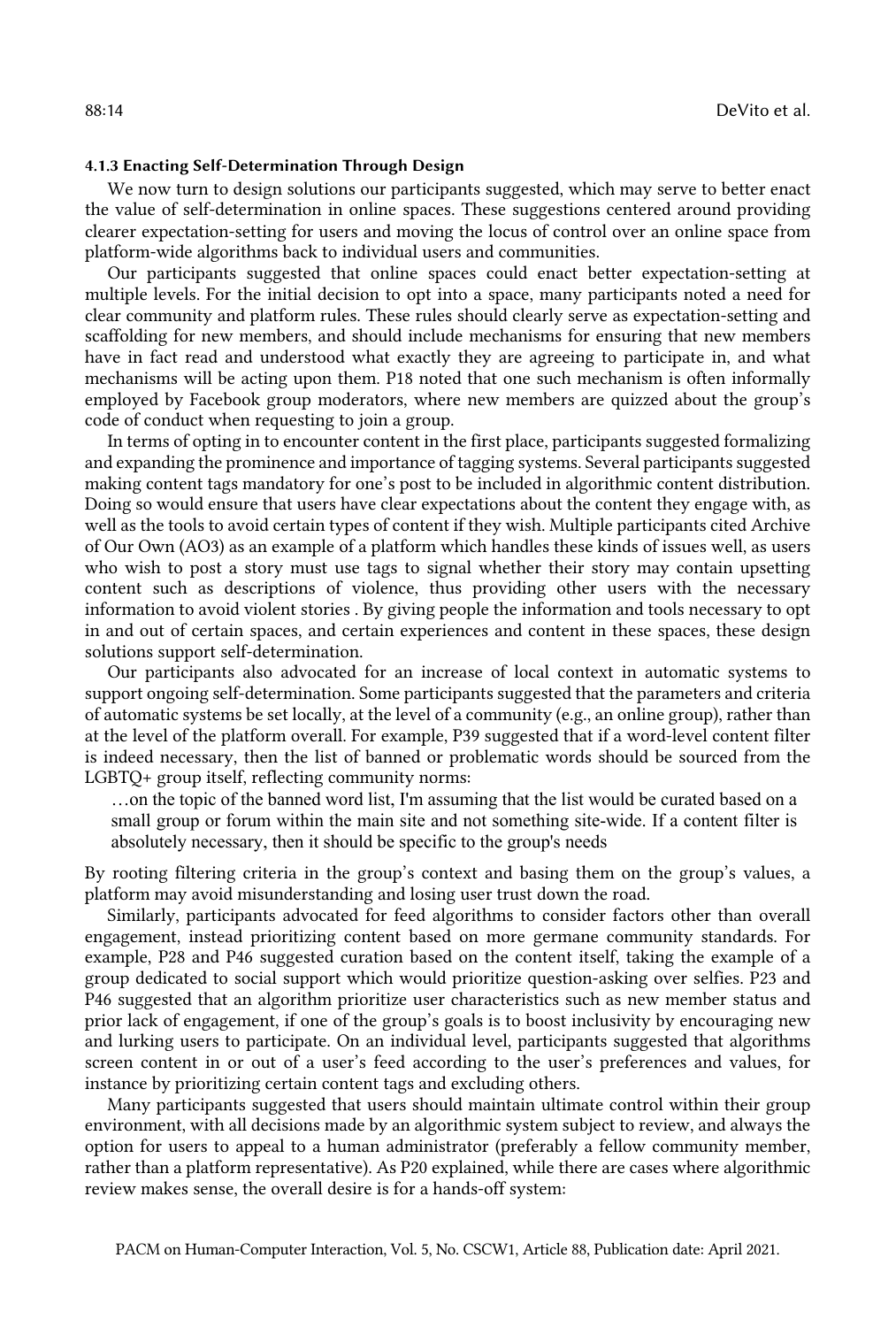#### 4.1.3 Enacting Self-Determination Through Design

We now turn to design solutions our participants suggested, which may serve to better enact the value of self-determination in online spaces. These suggestions centered around providing clearer expectation-setting for users and moving the locus of control over an online space from platform-wide algorithms back to individual users and communities.

Our participants suggested that online spaces could enact better expectation-setting at multiple levels. For the initial decision to opt into a space, many participants noted a need for clear community and platform rules. These rules should clearly serve as expectation-setting and scaffolding for new members, and should include mechanisms for ensuring that new members have in fact read and understood what exactly they are agreeing to participate in, and what mechanisms will be acting upon them. P18 noted that one such mechanism is often informally employed by Facebook group moderators, where new members are quizzed about the group's code of conduct when requesting to join a group.

In terms of opting in to encounter content in the first place, participants suggested formalizing and expanding the prominence and importance of tagging systems. Several participants suggested making content tags mandatory for one's post to be included in algorithmic content distribution. Doing so would ensure that users have clear expectations about the content they engage with, as well as the tools to avoid certain types of content if they wish. Multiple participants cited Archive of Our Own (AO3) as an example of a platform which handles these kinds of issues well, as users who wish to post a story must use tags to signal whether their story may contain upsetting content such as descriptions of violence, thus providing other users with the necessary information to avoid violent stories . By giving people the information and tools necessary to opt in and out of certain spaces, and certain experiences and content in these spaces, these design solutions support self-determination.

Our participants also advocated for an increase of local context in automatic systems to support ongoing self-determination. Some participants suggested that the parameters and criteria of automatic systems be set locally, at the level of a community (e.g., an online group), rather than at the level of the platform overall. For example, P39 suggested that if a word-level content filter is indeed necessary, then the list of banned or problematic words should be sourced from the LGBTQ+ group itself, reflecting community norms:

> …on the topic of the banned word list, I'm assuming that the list would be curated based on a small group or forum within the main site and not something site-wide. If a content filter is absolutely necessary, then it should be specific to the group's needs

By rooting filtering criteria in the group's context and basing them on the group's values, a platform may avoid misunderstanding and losing user trust down the road.

Similarly, participants advocated for feed algorithms to consider factors other than overall engagement, instead prioritizing content based on more germane community standards. For example, P28 and P46 suggested curation based on the content itself, taking the example of a group dedicated to social support which would prioritize question-asking over selfies. P23 and P46 suggested that an algorithm prioritize user characteristics such as new member status and prior lack of engagement, if one of the group's goals is to boost inclusivity by encouraging new and lurking users to participate. On an individual level, participants suggested that algorithms screen content in or out of a user's feed according to the user's preferences and values, for instance by prioritizing certain content tags and excluding others.

Many participants suggested that users should maintain ultimate control within their group environment, with all decisions made by an algorithmic system subject to review, and always the option for users to appeal to a human administrator (preferably a fellow community member, rather than a platform representative). As P20 explained, while there are cases where algorithmic review makes sense, the overall desire is for a hands-off system: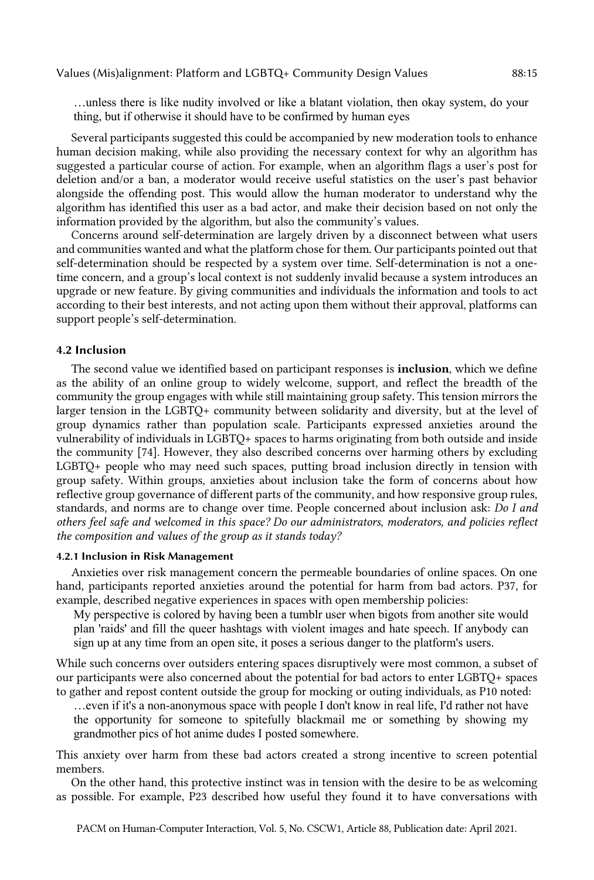> …unless there is like nudity involved or like a blatant violation, then okay system, do your thing, but if otherwise it should have to be confirmed by human eyes

Several participants suggested this could be accompanied by new moderation tools to enhance human decision making, while also providing the necessary context for why an algorithm has suggested a particular course of action. For example, when an algorithm flags a user's post for deletion and/or a ban, a moderator would receive useful statistics on the user's past behavior alongside the offending post. This would allow the human moderator to understand why the algorithm has identified this user as a bad actor, and make their decision based on not only the information provided by the algorithm, but also the community's values.

Concerns around self-determination are largely driven by a disconnect between what users and communities wanted and what the platform chose for them. Our participants pointed out that self-determination should be respected by a system over time. Self-determination is not a one-time concern, and a group's local context is not suddenly invalid because a system introduces an upgrade or new feature. By giving communities and individuals the information and tools to act according to their best interests, and not acting upon them without their approval, platforms can support people's self-determination.

### 4.2 Inclusion

The second value we identified based on participant responses is **inclusion**, which we define as the ability of an online group to widely welcome, support, and reflect the breadth of the community the group engages with while still maintaining group safety. This tension mirrors the larger tension in the LGBTQ+ community between solidarity and diversity, but at the level of group dynamics rather than population scale. Participants expressed anxieties around the vulnerability of individuals in LGBTQ+ spaces to harms originating from both outside and inside the community [74]. However, they also described concerns over harming others by excluding LGBTQ+ people who may need such spaces, putting broad inclusion directly in tension with group safety. Within groups, anxieties about inclusion take the form of concerns about how reflective group governance of different parts of the community, and how responsive group rules, standards, and norms are to change over time. People concerned about inclusion ask: *Do I and others feel safe and welcomed in this space? Do our administrators, moderators, and policies reflect the composition and values of the group as it stands today?*

#### 4.2.1 Inclusion in Risk Management

Anxieties over risk management concern the permeable boundaries of online spaces. On one hand, participants reported anxieties around the potential for harm from bad actors. P37, for example, described negative experiences in spaces with open membership policies:

> My perspective is colored by having been a tumblr user when bigots from another site would plan 'raids' and fill the queer hashtags with violent images and hate speech. If anybody can sign up at any time from an open site, it poses a serious danger to the platform's users.

While such concerns over outsiders entering spaces disruptively were most common, a subset of our participants were also concerned about the potential for bad actors to enter LGBTQ+ spaces to gather and repost content outside the group for mocking or outing individuals, as P10 noted:

> …even if it's a non-anonymous space with people I don't know in real life, I'd rather not have the opportunity for someone to spitefully blackmail me or something by showing my grandmother pics of hot anime dudes I posted somewhere.

This anxiety over harm from these bad actors created a strong incentive to screen potential members.

On the other hand, this protective instinct was in tension with the desire to be as welcoming as possible. For example, P23 described how useful they found it to have conversations with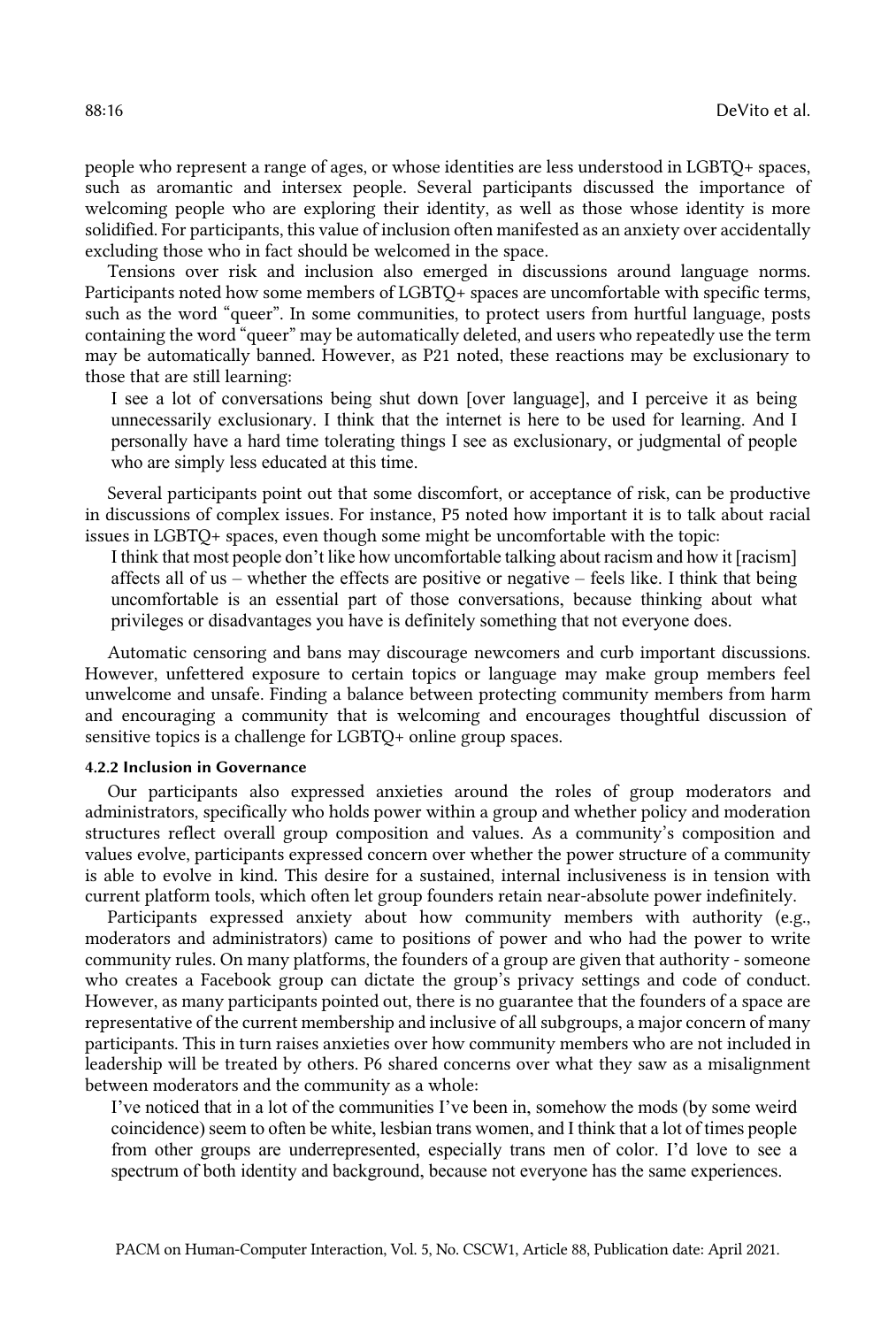people who represent a range of ages, or whose identities are less understood in LGBTQ+ spaces, such as aromantic and intersex people. Several participants discussed the importance of welcoming people who are exploring their identity, as well as those whose identity is more solidified. For participants, this value of inclusion often manifested as an anxiety over accidentally excluding those who in fact should be welcomed in the space.

Tensions over risk and inclusion also emerged in discussions around language norms. Participants noted how some members of LGBTQ+ spaces are uncomfortable with specific terms, such as the word "queer". In some communities, to protect users from hurtful language, posts containing the word "queer" may be automatically deleted, and users who repeatedly use the term may be automatically banned. However, as P21 noted, these reactions may be exclusionary to those that are still learning:

> I see a lot of conversations being shut down [over language], and I perceive it as being unnecessarily exclusionary. I think that the internet is here to be used for learning. And I personally have a hard time tolerating things I see as exclusionary, or judgmental of people who are simply less educated at this time.

Several participants point out that some discomfort, or acceptance of risk, can be productive in discussions of complex issues. For instance, P5 noted how important it is to talk about racial issues in LGBTQ+ spaces, even though some might be uncomfortable with the topic:

> I think that most people don't like how uncomfortable talking about racism and how it [racism] affects all of us – whether the effects are positive or negative – feels like. I think that being uncomfortable is an essential part of those conversations, because thinking about what privileges or disadvantages you have is definitely something that not everyone does.

Automatic censoring and bans may discourage newcomers and curb important discussions. However, unfettered exposure to certain topics or language may make group members feel unwelcome and unsafe. Finding a balance between protecting community members from harm and encouraging a community that is welcoming and encourages thoughtful discussion of sensitive topics is a challenge for LGBTQ+ online group spaces.

#### 4.2.2 Inclusion in Governance

Our participants also expressed anxieties around the roles of group moderators and administrators, specifically who holds power within a group and whether policy and moderation structures reflect overall group composition and values. As a community's composition and values evolve, participants expressed concern over whether the power structure of a community is able to evolve in kind. This desire for a sustained, internal inclusiveness is in tension with current platform tools, which often let group founders retain near-absolute power indefinitely.

Participants expressed anxiety about how community members with authority (e.g., moderators and administrators) came to positions of power and who had the power to write community rules. On many platforms, the founders of a group are given that authority - someone who creates a Facebook group can dictate the group's privacy settings and code of conduct. However, as many participants pointed out, there is no guarantee that the founders of a space are representative of the current membership and inclusive of all subgroups, a major concern of many participants. This in turn raises anxieties over how community members who are not included in leadership will be treated by others. P6 shared concerns over what they saw as a misalignment between moderators and the community as a whole:

> I've noticed that in a lot of the communities I've been in, somehow the mods (by some weird coincidence) seem to often be white, lesbian trans women, and I think that a lot of times people from other groups are underrepresented, especially trans men of color. I'd love to see a spectrum of both identity and background, because not everyone has the same experiences.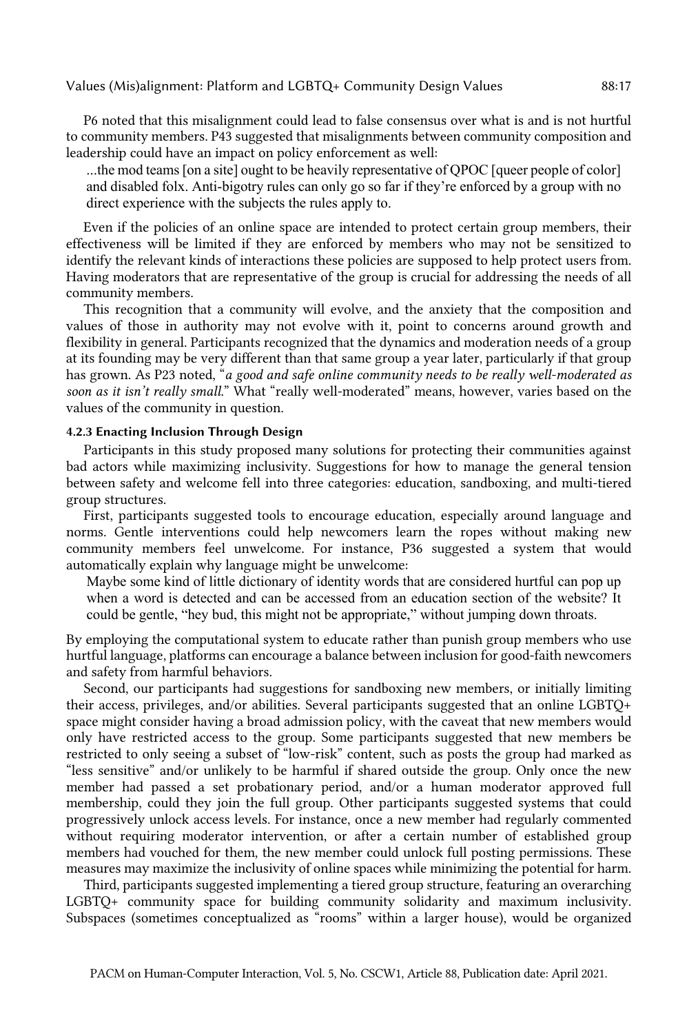P6 noted that this misalignment could lead to false consensus over what is and is not hurtful to community members. P43 suggested that misalignments between community composition and leadership could have an impact on policy enforcement as well:

> ...the mod teams [on a site] ought to be heavily representative of QPOC [queer people of color] and disabled folx. Anti-bigotry rules can only go so far if they're enforced by a group with no direct experience with the subjects the rules apply to.

Even if the policies of an online space are intended to protect certain group members, their effectiveness will be limited if they are enforced by members who may not be sensitized to identify the relevant kinds of interactions these policies are supposed to help protect users from. Having moderators that are representative of the group is crucial for addressing the needs of all community members.

This recognition that a community will evolve, and the anxiety that the composition and values of those in authority may not evolve with it, point to concerns around growth and flexibility in general. Participants recognized that the dynamics and moderation needs of a group at its founding may be very different than that same group a year later, particularly if that group has grown. As P23 noted, "*a good and safe online community needs to be really well-moderated as soon as it isn't really small.*" What "really well-moderated" means, however, varies based on the values of the community in question.

#### 4.2.3 Enacting Inclusion Through Design

Participants in this study proposed many solutions for protecting their communities against bad actors while maximizing inclusivity. Suggestions for how to manage the general tension between safety and welcome fell into three categories: education, sandboxing, and multi-tiered group structures.

First, participants suggested tools to encourage education, especially around language and norms. Gentle interventions could help newcomers learn the ropes without making new community members feel unwelcome. For instance, P36 suggested a system that would automatically explain why language might be unwelcome:

> Maybe some kind of little dictionary of identity words that are considered hurtful can pop up when a word is detected and can be accessed from an education section of the website? It could be gentle, "hey bud, this might not be appropriate," without jumping down throats.

By employing the computational system to educate rather than punish group members who use hurtful language, platforms can encourage a balance between inclusion for good-faith newcomers and safety from harmful behaviors.

Second, our participants had suggestions for sandboxing new members, or initially limiting their access, privileges, and/or abilities. Several participants suggested that an online LGBTQ+ space might consider having a broad admission policy, with the caveat that new members would only have restricted access to the group. Some participants suggested that new members be restricted to only seeing a subset of "low-risk" content, such as posts the group had marked as "less sensitive" and/or unlikely to be harmful if shared outside the group. Only once the new member had passed a set probationary period, and/or a human moderator approved full membership, could they join the full group. Other participants suggested systems that could progressively unlock access levels. For instance, once a new member had regularly commented without requiring moderator intervention, or after a certain number of established group members had vouched for them, the new member could unlock full posting permissions. These measures may maximize the inclusivity of online spaces while minimizing the potential for harm.

Third, participants suggested implementing a tiered group structure, featuring an overarching LGBTQ+ community space for building community solidarity and maximum inclusivity. Subspaces (sometimes conceptualized as "rooms" within a larger house), would be organized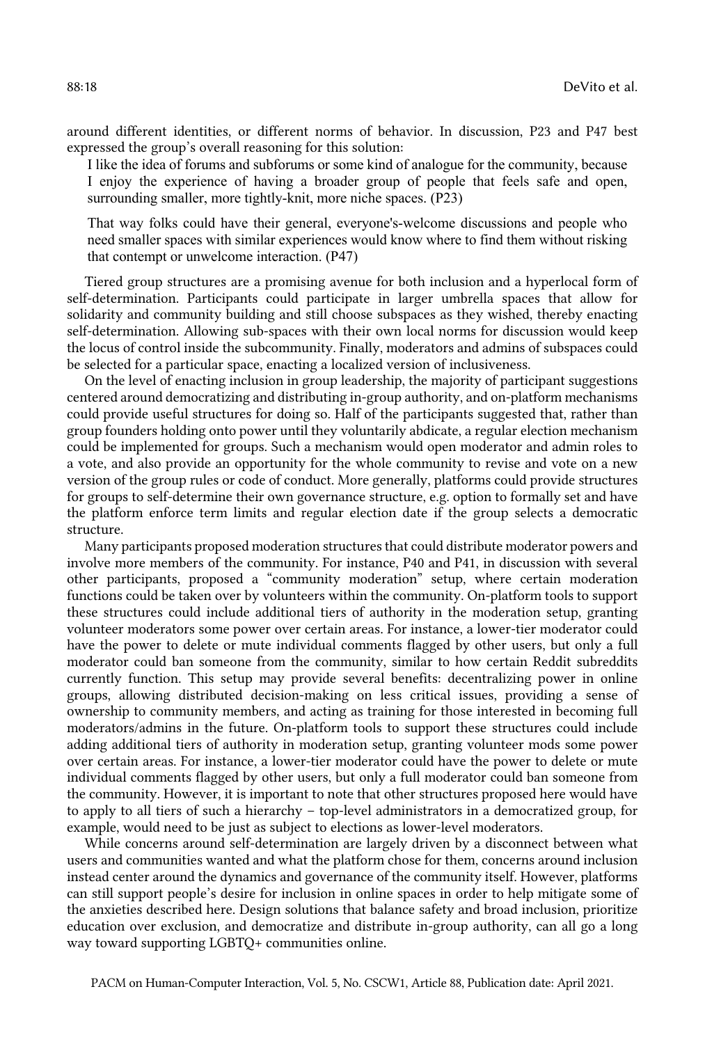around different identities, or different norms of behavior. In discussion, P23 and P47 best expressed the group's overall reasoning for this solution:

> I like the idea of forums and subforums or some kind of analogue for the community, because I enjoy the experience of having a broader group of people that feels safe and open, surrounding smaller, more tightly-knit, more niche spaces. (P23)

> That way folks could have their general, everyone's-welcome discussions and people who need smaller spaces with similar experiences would know where to find them without risking that contempt or unwelcome interaction. (P47)

Tiered group structures are a promising avenue for both inclusion and a hyperlocal form of self-determination. Participants could participate in larger umbrella spaces that allow for solidarity and community building and still choose subspaces as they wished, thereby enacting self-determination. Allowing sub-spaces with their own local norms for discussion would keep the locus of control inside the subcommunity. Finally, moderators and admins of subspaces could be selected for a particular space, enacting a localized version of inclusiveness.

On the level of enacting inclusion in group leadership, the majority of participant suggestions centered around democratizing and distributing in-group authority, and on-platform mechanisms could provide useful structures for doing so. Half of the participants suggested that, rather than group founders holding onto power until they voluntarily abdicate, a regular election mechanism could be implemented for groups. Such a mechanism would open moderator and admin roles to a vote, and also provide an opportunity for the whole community to revise and vote on a new version of the group rules or code of conduct. More generally, platforms could provide structures for groups to self-determine their own governance structure, e.g. option to formally set and have the platform enforce term limits and regular election date if the group selects a democratic structure.

Many participants proposed moderation structures that could distribute moderator powers and involve more members of the community. For instance, P40 and P41, in discussion with several other participants, proposed a "community moderation" setup, where certain moderation functions could be taken over by volunteers within the community. On-platform tools to support these structures could include additional tiers of authority in the moderation setup, granting volunteer moderators some power over certain areas. For instance, a lower-tier moderator could have the power to delete or mute individual comments flagged by other users, but only a full moderator could ban someone from the community, similar to how certain Reddit subreddits currently function. This setup may provide several benefits: decentralizing power in online groups, allowing distributed decision-making on less critical issues, providing a sense of ownership to community members, and acting as training for those interested in becoming full moderators/admins in the future. On-platform tools to support these structures could include adding additional tiers of authority in moderation setup, granting volunteer mods some power over certain areas. For instance, a lower-tier moderator could have the power to delete or mute individual comments flagged by other users, but only a full moderator could ban someone from the community. However, it is important to note that other structures proposed here would have to apply to all tiers of such a hierarchy – top-level administrators in a democratized group, for example, would need to be just as subject to elections as lower-level moderators.

While concerns around self-determination are largely driven by a disconnect between what users and communities wanted and what the platform chose for them, concerns around inclusion instead center around the dynamics and governance of the community itself. However, platforms can still support people's desire for inclusion in online spaces in order to help mitigate some of the anxieties described here. Design solutions that balance safety and broad inclusion, prioritize education over exclusion, and democratize and distribute in-group authority, can all go a long way toward supporting LGBTQ+ communities online.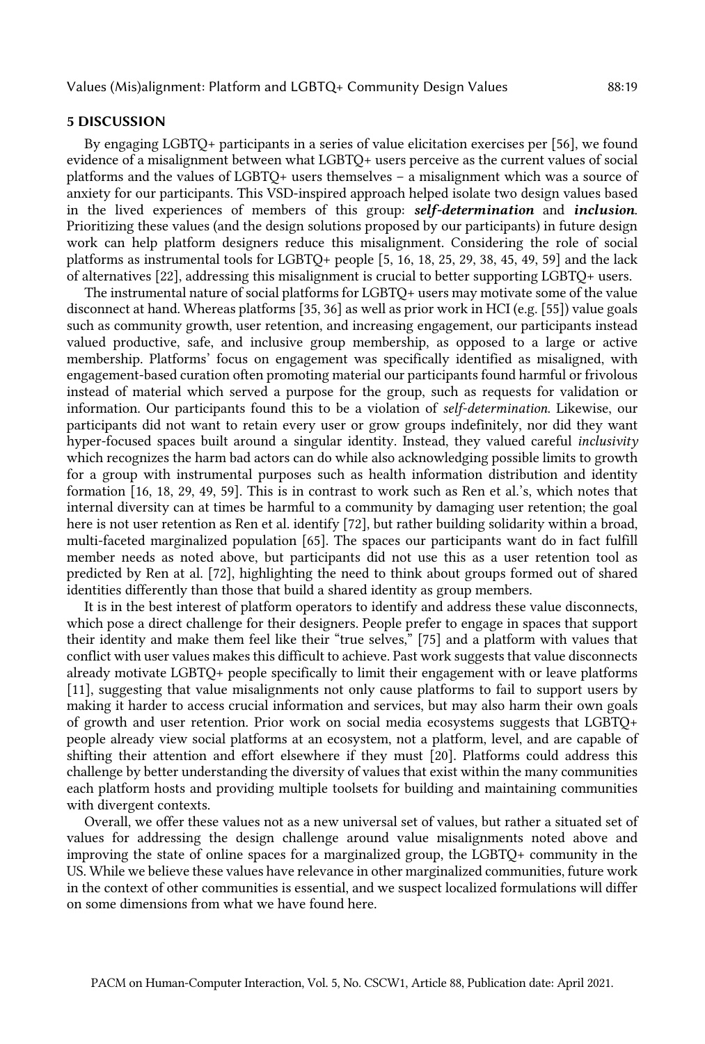## 5 DISCUSSION

By engaging LGBTQ+ participants in a series of value elicitation exercises per [56], we found evidence of a misalignment between what LGBTQ+ users perceive as the current values of social platforms and the values of LGBTQ+ users themselves – a misalignment which was a source of anxiety for our participants. This VSD-inspired approach helped isolate two design values based in the lived experiences of members of this group: ***self-determination*** and ***inclusion***. Prioritizing these values (and the design solutions proposed by our participants) in future design work can help platform designers reduce this misalignment. Considering the role of social platforms as instrumental tools for LGBTQ+ people [5, 16, 18, 25, 29, 38, 45, 49, 59] and the lack of alternatives [22], addressing this misalignment is crucial to better supporting LGBTQ+ users.

The instrumental nature of social platforms for LGBTQ+ users may motivate some of the value disconnect at hand. Whereas platforms [35, 36] as well as prior work in HCI (e.g. [55]) value goals such as community growth, user retention, and increasing engagement, our participants instead valued productive, safe, and inclusive group membership, as opposed to a large or active membership. Platforms' focus on engagement was specifically identified as misaligned, with engagement-based curation often promoting material our participants found harmful or frivolous instead of material which served a purpose for the group, such as requests for validation or information. Our participants found this to be a violation of *self-determination*. Likewise, our participants did not want to retain every user or grow groups indefinitely, nor did they want hyper-focused spaces built around a singular identity. Instead, they valued careful *inclusivity* which recognizes the harm bad actors can do while also acknowledging possible limits to growth for a group with instrumental purposes such as health information distribution and identity formation [16, 18, 29, 49, 59]. This is in contrast to work such as Ren et al.'s, which notes that internal diversity can at times be harmful to a community by damaging user retention; the goal here is not user retention as Ren et al. identify [72], but rather building solidarity within a broad, multi-faceted marginalized population [65]. The spaces our participants want do in fact fulfill member needs as noted above, but participants did not use this as a user retention tool as predicted by Ren at al. [72], highlighting the need to think about groups formed out of shared identities differently than those that build a shared identity as group members.

It is in the best interest of platform operators to identify and address these value disconnects, which pose a direct challenge for their designers. People prefer to engage in spaces that support their identity and make them feel like their "true selves," [75] and a platform with values that conflict with user values makes this difficult to achieve. Past work suggests that value disconnects already motivate LGBTQ+ people specifically to limit their engagement with or leave platforms [11], suggesting that value misalignments not only cause platforms to fail to support users by making it harder to access crucial information and services, but may also harm their own goals of growth and user retention. Prior work on social media ecosystems suggests that LGBTQ+ people already view social platforms at an ecosystem, not a platform, level, and are capable of shifting their attention and effort elsewhere if they must [20]. Platforms could address this challenge by better understanding the diversity of values that exist within the many communities each platform hosts and providing multiple toolsets for building and maintaining communities with divergent contexts.

Overall, we offer these values not as a new universal set of values, but rather a situated set of values for addressing the design challenge around value misalignments noted above and improving the state of online spaces for a marginalized group, the LGBTQ+ community in the US. While we believe these values have relevance in other marginalized communities, future work in the context of other communities is essential, and we suspect localized formulations will differ on some dimensions from what we have found here.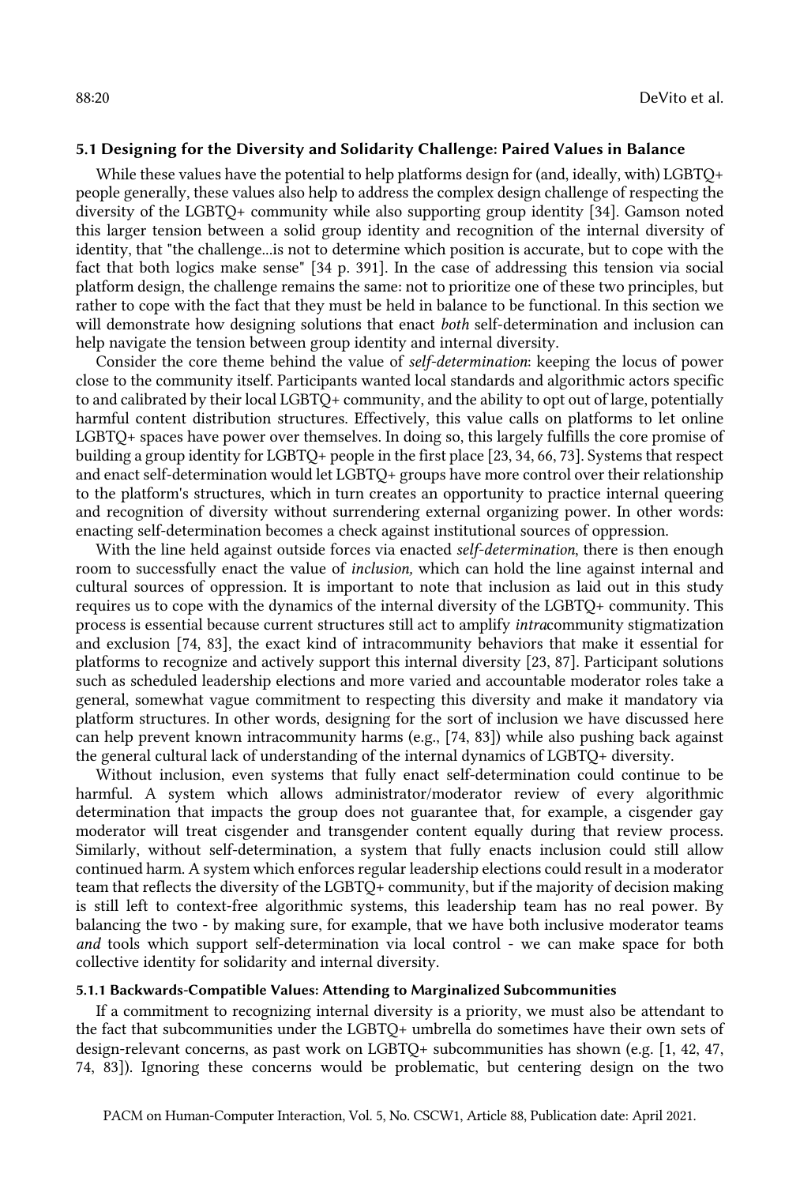### 5.1 Designing for the Diversity and Solidarity Challenge: Paired Values in Balance

While these values have the potential to help platforms design for (and, ideally, with) LGBTQ+ people generally, these values also help to address the complex design challenge of respecting the diversity of the LGBTQ+ community while also supporting group identity [34]. Gamson noted this larger tension between a solid group identity and recognition of the internal diversity of identity, that "the challenge...is not to determine which position is accurate, but to cope with the fact that both logics make sense" [34 p. 391]. In the case of addressing this tension via social platform design, the challenge remains the same: not to prioritize one of these two principles, but rather to cope with the fact that they must be held in balance to be functional. In this section we will demonstrate how designing solutions that enact *both* self-determination and inclusion can help navigate the tension between group identity and internal diversity.

Consider the core theme behind the value of *self-determination*: keeping the locus of power close to the community itself. Participants wanted local standards and algorithmic actors specific to and calibrated by their local LGBTQ+ community, and the ability to opt out of large, potentially harmful content distribution structures. Effectively, this value calls on platforms to let online LGBTQ+ spaces have power over themselves. In doing so, this largely fulfills the core promise of building a group identity for LGBTQ+ people in the first place [23, 34, 66, 73]. Systems that respect and enact self-determination would let LGBTQ+ groups have more control over their relationship to the platform's structures, which in turn creates an opportunity to practice internal queering and recognition of diversity without surrendering external organizing power. In other words: enacting self-determination becomes a check against institutional sources of oppression.

With the line held against outside forces via enacted *self-determination*, there is then enough room to successfully enact the value of *inclusion,* which can hold the line against internal and cultural sources of oppression. It is important to note that inclusion as laid out in this study requires us to cope with the dynamics of the internal diversity of the LGBTQ+ community. This process is essential because current structures still act to amplify *intra*community stigmatization and exclusion [74, 83], the exact kind of intracommunity behaviors that make it essential for platforms to recognize and actively support this internal diversity [23, 87]. Participant solutions such as scheduled leadership elections and more varied and accountable moderator roles take a general, somewhat vague commitment to respecting this diversity and make it mandatory via platform structures. In other words, designing for the sort of inclusion we have discussed here can help prevent known intracommunity harms (e.g., [74, 83]) while also pushing back against the general cultural lack of understanding of the internal dynamics of LGBTQ+ diversity.

Without inclusion, even systems that fully enact self-determination could continue to be harmful. A system which allows administrator/moderator review of every algorithmic determination that impacts the group does not guarantee that, for example, a cisgender gay moderator will treat cisgender and transgender content equally during that review process. Similarly, without self-determination, a system that fully enacts inclusion could still allow continued harm. A system which enforces regular leadership elections could result in a moderator team that reflects the diversity of the LGBTQ+ community, but if the majority of decision making is still left to context-free algorithmic systems, this leadership team has no real power. By balancing the two - by making sure, for example, that we have both inclusive moderator teams *and* tools which support self-determination via local control - we can make space for both collective identity for solidarity and internal diversity.

#### 5.1.1 Backwards-Compatible Values: Attending to Marginalized Subcommunities

If a commitment to recognizing internal diversity is a priority, we must also be attendant to the fact that subcommunities under the LGBTQ+ umbrella do sometimes have their own sets of design-relevant concerns, as past work on LGBTQ+ subcommunities has shown (e.g. [1, 42, 47, 74, 83]). Ignoring these concerns would be problematic, but centering design on the two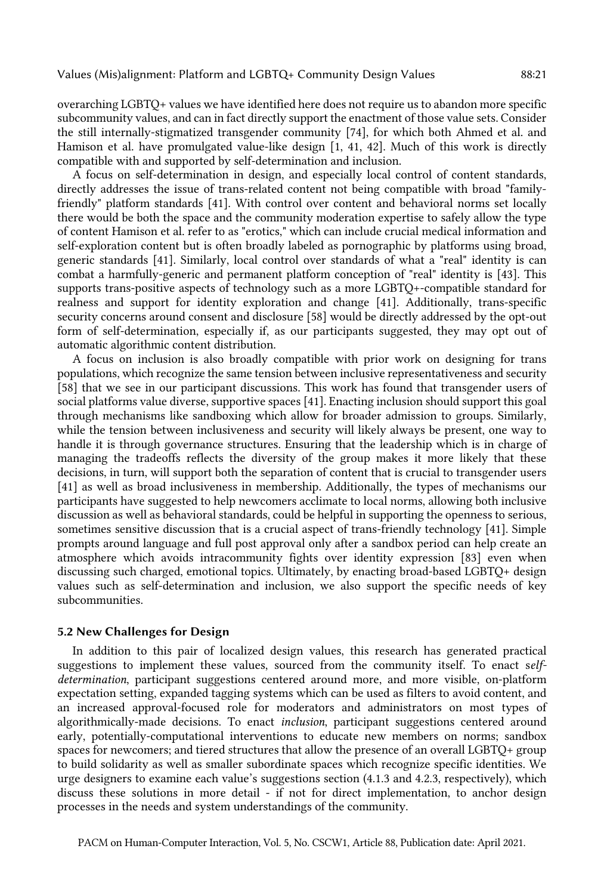overarching LGBTQ+ values we have identified here does not require us to abandon more specific subcommunity values, and can in fact directly support the enactment of those value sets. Consider the still internally-stigmatized transgender community [74], for which both Ahmed et al. and Hamison et al. have promulgated value-like design [1, 41, 42]. Much of this work is directly compatible with and supported by self-determination and inclusion.

A focus on self-determination in design, and especially local control of content standards, directly addresses the issue of trans-related content not being compatible with broad "family-friendly" platform standards [41]. With control over content and behavioral norms set locally there would be both the space and the community moderation expertise to safely allow the type of content Hamison et al. refer to as "erotics," which can include crucial medical information and self-exploration content but is often broadly labeled as pornographic by platforms using broad, generic standards [41]. Similarly, local control over standards of what a "real" identity is can combat a harmfully-generic and permanent platform conception of "real" identity is [43]. This supports trans-positive aspects of technology such as a more LGBTQ+-compatible standard for realness and support for identity exploration and change [41]. Additionally, trans-specific security concerns around consent and disclosure [58] would be directly addressed by the opt-out form of self-determination, especially if, as our participants suggested, they may opt out of automatic algorithmic content distribution.

A focus on inclusion is also broadly compatible with prior work on designing for trans populations, which recognize the same tension between inclusive representativeness and security [58] that we see in our participant discussions. This work has found that transgender users of social platforms value diverse, supportive spaces [41]. Enacting inclusion should support this goal through mechanisms like sandboxing which allow for broader admission to groups. Similarly, while the tension between inclusiveness and security will likely always be present, one way to handle it is through governance structures. Ensuring that the leadership which is in charge of managing the tradeoffs reflects the diversity of the group makes it more likely that these decisions, in turn, will support both the separation of content that is crucial to transgender users [41] as well as broad inclusiveness in membership. Additionally, the types of mechanisms our participants have suggested to help newcomers acclimate to local norms, allowing both inclusive discussion as well as behavioral standards, could be helpful in supporting the openness to serious, sometimes sensitive discussion that is a crucial aspect of trans-friendly technology [41]. Simple prompts around language and full post approval only after a sandbox period can help create an atmosphere which avoids intracommunity fights over identity expression [83] even when discussing such charged, emotional topics. Ultimately, by enacting broad-based LGBTQ+ design values such as self-determination and inclusion, we also support the specific needs of key subcommunities.

### 5.2 New Challenges for Design

In addition to this pair of localized design values, this research has generated practical suggestions to implement these values, sourced from the community itself. To enact s*elf-determination*, participant suggestions centered around more, and more visible, on-platform expectation setting, expanded tagging systems which can be used as filters to avoid content, and an increased approval-focused role for moderators and administrators on most types of algorithmically-made decisions. To enact *inclusion*, participant suggestions centered around early, potentially-computational interventions to educate new members on norms; sandbox spaces for newcomers; and tiered structures that allow the presence of an overall LGBTQ+ group to build solidarity as well as smaller subordinate spaces which recognize specific identities. We urge designers to examine each value's suggestions section (4.1.3 and 4.2.3, respectively), which discuss these solutions in more detail - if not for direct implementation, to anchor design processes in the needs and system understandings of the community.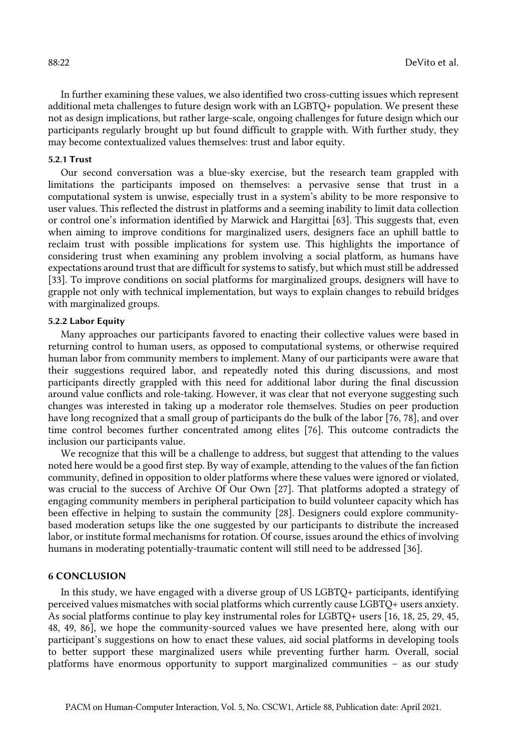In further examining these values, we also identified two cross-cutting issues which represent additional meta challenges to future design work with an LGBTQ+ population. We present these not as design implications, but rather large-scale, ongoing challenges for future design which our participants regularly brought up but found difficult to grapple with. With further study, they may become contextualized values themselves: trust and labor equity.

#### 5.2.1 Trust

Our second conversation was a blue-sky exercise, but the research team grappled with limitations the participants imposed on themselves: a pervasive sense that trust in a computational system is unwise, especially trust in a system's ability to be more responsive to user values. This reflected the distrust in platforms and a seeming inability to limit data collection or control one's information identified by Marwick and Hargittai [63]. This suggests that, even when aiming to improve conditions for marginalized users, designers face an uphill battle to reclaim trust with possible implications for system use. This highlights the importance of considering trust when examining any problem involving a social platform, as humans have expectations around trust that are difficult for systems to satisfy, but which must still be addressed [33]. To improve conditions on social platforms for marginalized groups, designers will have to grapple not only with technical implementation, but ways to explain changes to rebuild bridges with marginalized groups.

#### 5.2.2 Labor Equity

Many approaches our participants favored to enacting their collective values were based in returning control to human users, as opposed to computational systems, or otherwise required human labor from community members to implement. Many of our participants were aware that their suggestions required labor, and repeatedly noted this during discussions, and most participants directly grappled with this need for additional labor during the final discussion around value conflicts and role-taking. However, it was clear that not everyone suggesting such changes was interested in taking up a moderator role themselves. Studies on peer production have long recognized that a small group of participants do the bulk of the labor [76, 78], and over time control becomes further concentrated among elites [76]. This outcome contradicts the inclusion our participants value.

We recognize that this will be a challenge to address, but suggest that attending to the values noted here would be a good first step. By way of example, attending to the values of the fan fiction community, defined in opposition to older platforms where these values were ignored or violated, was crucial to the success of Archive Of Our Own [27]. That platforms adopted a strategy of engaging community members in peripheral participation to build volunteer capacity which has been effective in helping to sustain the community [28]. Designers could explore community-based moderation setups like the one suggested by our participants to distribute the increased labor, or institute formal mechanisms for rotation. Of course, issues around the ethics of involving humans in moderating potentially-traumatic content will still need to be addressed [36].

## 6 CONCLUSION

In this study, we have engaged with a diverse group of US LGBTQ+ participants, identifying perceived values mismatches with social platforms which currently cause LGBTQ+ users anxiety. As social platforms continue to play key instrumental roles for LGBTQ+ users [16, 18, 25, 29, 45, 48, 49, 86], we hope the community-sourced values we have presented here, along with our participant's suggestions on how to enact these values, aid social platforms in developing tools to better support these marginalized users while preventing further harm. Overall, social platforms have enormous opportunity to support marginalized communities – as our study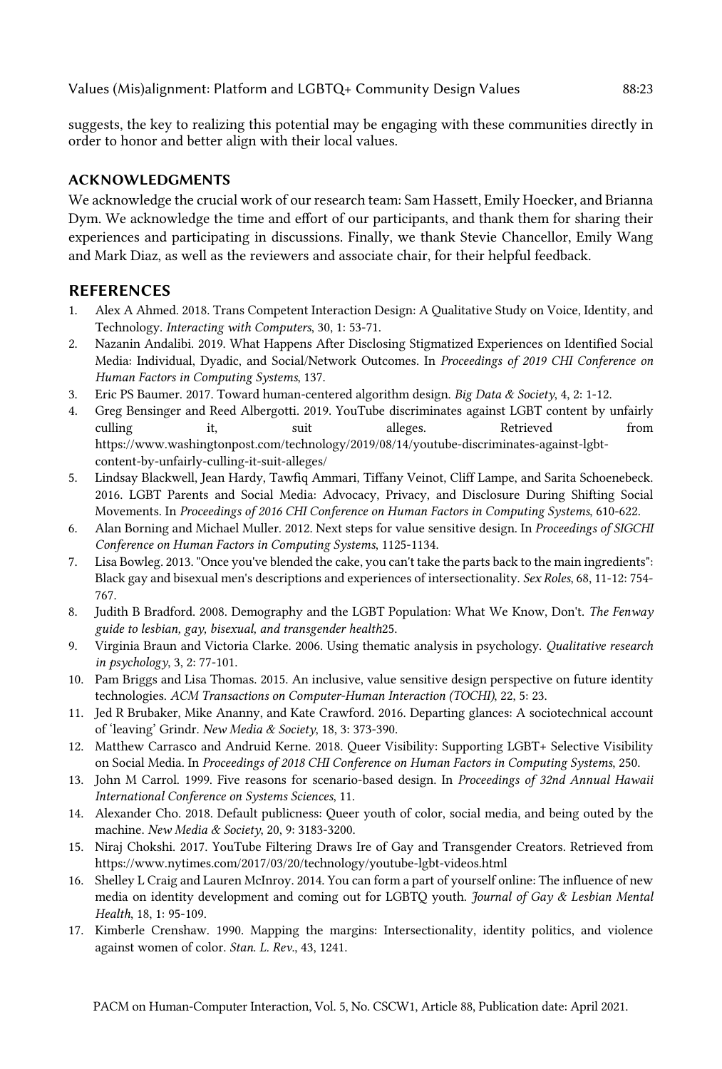suggests, the key to realizing this potential may be engaging with these communities directly in order to honor and better align with their local values.

## ACKNOWLEDGMENTS

We acknowledge the crucial work of our research team: Sam Hassett, Emily Hoecker, and Brianna Dym. We acknowledge the time and effort of our participants, and thank them for sharing their experiences and participating in discussions. Finally, we thank Stevie Chancellor, Emily Wang and Mark Diaz, as well as the reviewers and associate chair, for their helpful feedback.

## REFERENCES

1. Alex A Ahmed. 2018. Trans Competent Interaction Design: A Qualitative Study on Voice, Identity, and Technology. *Interacting with Computers*, 30, 1: 53-71.
2. Nazanin Andalibi. 2019. What Happens After Disclosing Stigmatized Experiences on Identified Social Media: Individual, Dyadic, and Social/Network Outcomes. In *Proceedings of 2019 CHI Conference on Human Factors in Computing Systems*, 137.
3. Eric PS Baumer. 2017. Toward human-centered algorithm design. *Big Data & Society*, 4, 2: 1-12.
4. Greg Bensinger and Reed Albergotti. 2019. YouTube discriminates against LGBT content by unfairly culling it, suit alleges. Retrieved from https://www.washingtonpost.com/technology/2019/08/14/youtube-discriminates-against-lgbt-content-by-unfairly-culling-it-suit-alleges/
5. Lindsay Blackwell, Jean Hardy, Tawfiq Ammari, Tiffany Veinot, Cliff Lampe, and Sarita Schoenebeck. 2016. LGBT Parents and Social Media: Advocacy, Privacy, and Disclosure During Shifting Social Movements. In *Proceedings of 2016 CHI Conference on Human Factors in Computing Systems*, 610-622.
6. Alan Borning and Michael Muller. 2012. Next steps for value sensitive design. In *Proceedings of SIGCHI Conference on Human Factors in Computing Systems*, 1125-1134.
7. Lisa Bowleg. 2013. "Once you've blended the cake, you can't take the parts back to the main ingredients": Black gay and bisexual men's descriptions and experiences of intersectionality. *Sex Roles*, 68, 11-12: 754-767.
8. Judith B Bradford. 2008. Demography and the LGBT Population: What We Know, Don't. *The Fenway guide to lesbian, gay, bisexual, and transgender health*25.
9. Virginia Braun and Victoria Clarke. 2006. Using thematic analysis in psychology. *Qualitative research in psychology*, 3, 2: 77-101.
10. Pam Briggs and Lisa Thomas. 2015. An inclusive, value sensitive design perspective on future identity technologies. *ACM Transactions on Computer-Human Interaction (TOCHI)*, 22, 5: 23.
11. Jed R Brubaker, Mike Ananny, and Kate Crawford. 2016. Departing glances: A sociotechnical account of 'leaving' Grindr. *New Media & Society*, 18, 3: 373-390.
12. Matthew Carrasco and Andruid Kerne. 2018. Queer Visibility: Supporting LGBT+ Selective Visibility on Social Media. In *Proceedings of 2018 CHI Conference on Human Factors in Computing Systems*, 250.
13. John M Carrol. 1999. Five reasons for scenario-based design. In *Proceedings of 32nd Annual Hawaii International Conference on Systems Sciences*, 11.
14. Alexander Cho. 2018. Default publicness: Queer youth of color, social media, and being outed by the machine. *New Media & Society*, 20, 9: 3183-3200.
15. Niraj Chokshi. 2017. YouTube Filtering Draws Ire of Gay and Transgender Creators. Retrieved from https://www.nytimes.com/2017/03/20/technology/youtube-lgbt-videos.html
16. Shelley L Craig and Lauren McInroy. 2014. You can form a part of yourself online: The influence of new media on identity development and coming out for LGBTQ youth. *Journal of Gay & Lesbian Mental Health*, 18, 1: 95-109.
17. Kimberle Crenshaw. 1990. Mapping the margins: Intersectionality, identity politics, and violence against women of color. *Stan. L. Rev.*, 43, 1241.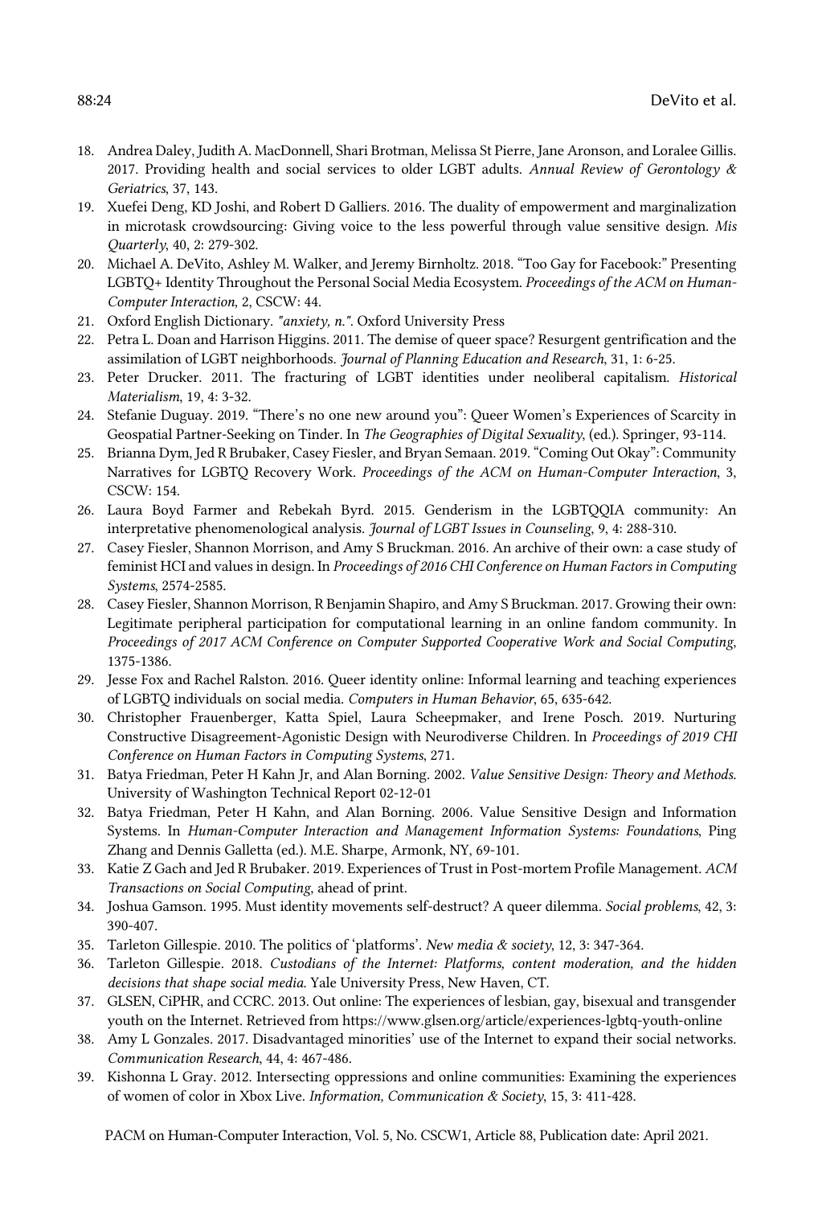18. Andrea Daley, Judith A. MacDonnell, Shari Brotman, Melissa St Pierre, Jane Aronson, and Loralee Gillis. 2017. Providing health and social services to older LGBT adults. *Annual Review of Gerontology & Geriatrics*, 37, 143.
19. Xuefei Deng, KD Joshi, and Robert D Galliers. 2016. The duality of empowerment and marginalization in microtask crowdsourcing: Giving voice to the less powerful through value sensitive design. *Mis Quarterly*, 40, 2: 279-302.
20. Michael A. DeVito, Ashley M. Walker, and Jeremy Birnholtz. 2018. "Too Gay for Facebook:" Presenting LGBTQ+ Identity Throughout the Personal Social Media Ecosystem. *Proceedings of the ACM on Human-Computer Interaction*, 2, CSCW: 44.
21. Oxford English Dictionary. *"anxiety, n."*. Oxford University Press
22. Petra L. Doan and Harrison Higgins. 2011. The demise of queer space? Resurgent gentrification and the assimilation of LGBT neighborhoods. *Journal of Planning Education and Research*, 31, 1: 6-25.
23. Peter Drucker. 2011. The fracturing of LGBT identities under neoliberal capitalism. *Historical Materialism*, 19, 4: 3-32.
24. Stefanie Duguay. 2019. "There's no one new around you": Queer Women's Experiences of Scarcity in Geospatial Partner-Seeking on Tinder. In *The Geographies of Digital Sexuality*, (ed.). Springer, 93-114.
25. Brianna Dym, Jed R Brubaker, Casey Fiesler, and Bryan Semaan. 2019. "Coming Out Okay": Community Narratives for LGBTQ Recovery Work. *Proceedings of the ACM on Human-Computer Interaction*, 3, CSCW: 154.
26. Laura Boyd Farmer and Rebekah Byrd. 2015. Genderism in the LGBTQQIA community: An interpretative phenomenological analysis. *Journal of LGBT Issues in Counseling*, 9, 4: 288-310.
27. Casey Fiesler, Shannon Morrison, and Amy S Bruckman. 2016. An archive of their own: a case study of feminist HCI and values in design. In *Proceedings of 2016 CHI Conference on Human Factors in Computing Systems*, 2574-2585.
28. Casey Fiesler, Shannon Morrison, R Benjamin Shapiro, and Amy S Bruckman. 2017. Growing their own: Legitimate peripheral participation for computational learning in an online fandom community. In *Proceedings of 2017 ACM Conference on Computer Supported Cooperative Work and Social Computing*, 1375-1386.
29. Jesse Fox and Rachel Ralston. 2016. Queer identity online: Informal learning and teaching experiences of LGBTQ individuals on social media. *Computers in Human Behavior*, 65, 635-642.
30. Christopher Frauenberger, Katta Spiel, Laura Scheepmaker, and Irene Posch. 2019. Nurturing Constructive Disagreement-Agonistic Design with Neurodiverse Children. In *Proceedings of 2019 CHI Conference on Human Factors in Computing Systems*, 271.
31. Batya Friedman, Peter H Kahn Jr, and Alan Borning. 2002. *Value Sensitive Design: Theory and Methods*. University of Washington Technical Report 02-12-01
32. Batya Friedman, Peter H Kahn, and Alan Borning. 2006. Value Sensitive Design and Information Systems. In *Human-Computer Interaction and Management Information Systems: Foundations*, Ping Zhang and Dennis Galletta (ed.). M.E. Sharpe, Armonk, NY, 69-101.
33. Katie Z Gach and Jed R Brubaker. 2019. Experiences of Trust in Post-mortem Profile Management. *ACM Transactions on Social Computing*, ahead of print.
34. Joshua Gamson. 1995. Must identity movements self-destruct? A queer dilemma. *Social problems*, 42, 3: 390-407.
35. Tarleton Gillespie. 2010. The politics of 'platforms'. *New media & society*, 12, 3: 347-364.
36. Tarleton Gillespie. 2018. *Custodians of the Internet: Platforms, content moderation, and the hidden decisions that shape social media*. Yale University Press, New Haven, CT.
37. GLSEN, CiPHR, and CCRC. 2013. Out online: The experiences of lesbian, gay, bisexual and transgender youth on the Internet. Retrieved from https://www.glsen.org/article/experiences-lgbtq-youth-online
38. Amy L Gonzales. 2017. Disadvantaged minorities' use of the Internet to expand their social networks. *Communication Research*, 44, 4: 467-486.
39. Kishonna L Gray. 2012. Intersecting oppressions and online communities: Examining the experiences of women of color in Xbox Live. *Information, Communication & Society*, 15, 3: 411-428.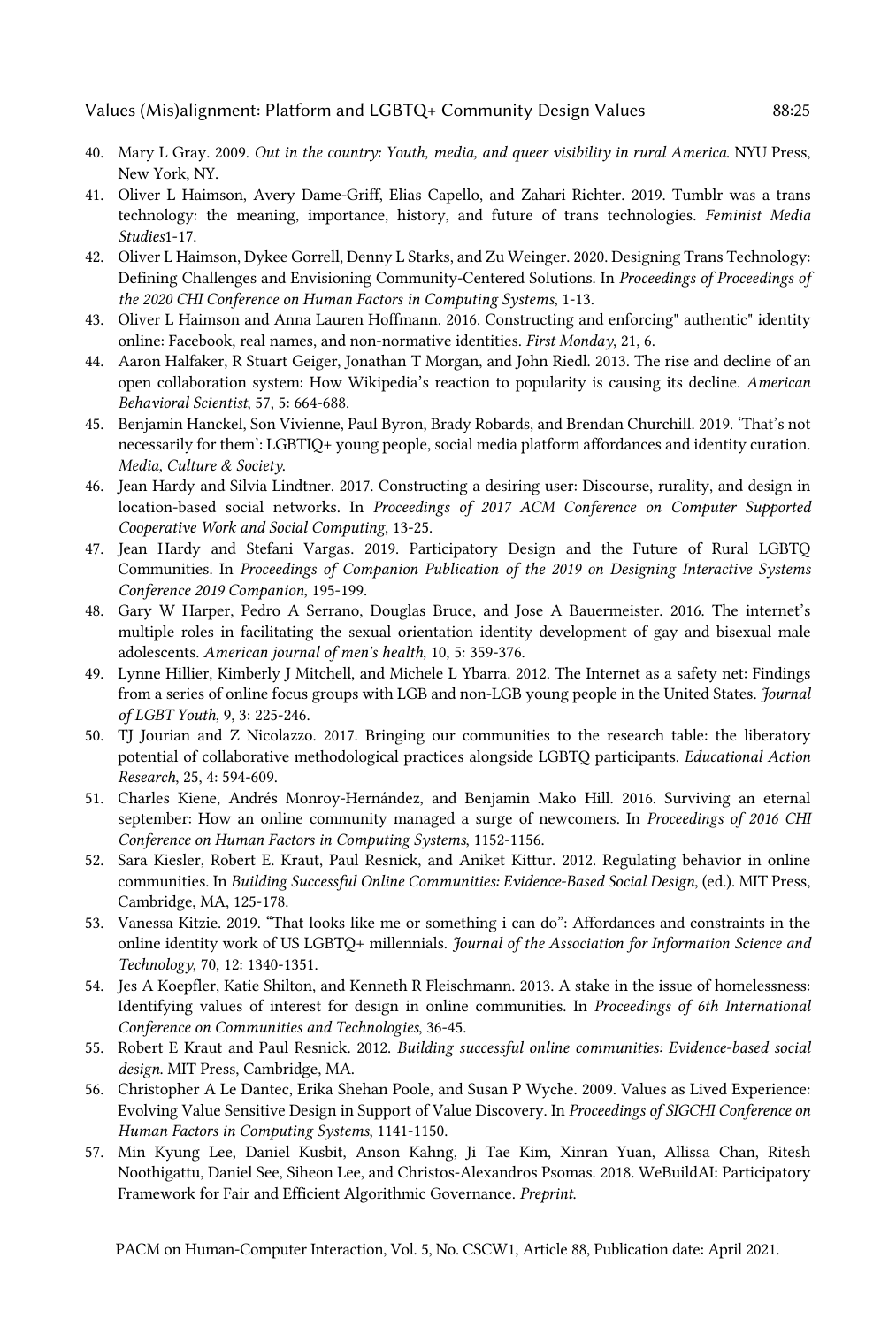40. Mary L Gray. 2009. *Out in the country: Youth, media, and queer visibility in rural America*. NYU Press, New York, NY.
41. Oliver L Haimson, Avery Dame-Griff, Elias Capello, and Zahari Richter. 2019. Tumblr was a trans technology: the meaning, importance, history, and future of trans technologies. *Feminist Media Studies*1-17.
42. Oliver L Haimson, Dykee Gorrell, Denny L Starks, and Zu Weinger. 2020. Designing Trans Technology: Defining Challenges and Envisioning Community-Centered Solutions. In *Proceedings of Proceedings of the 2020 CHI Conference on Human Factors in Computing Systems*, 1-13.
43. Oliver L Haimson and Anna Lauren Hoffmann. 2016. Constructing and enforcing" authentic" identity online: Facebook, real names, and non-normative identities. *First Monday*, 21, 6.
44. Aaron Halfaker, R Stuart Geiger, Jonathan T Morgan, and John Riedl. 2013. The rise and decline of an open collaboration system: How Wikipedia's reaction to popularity is causing its decline. *American Behavioral Scientist*, 57, 5: 664-688.
45. Benjamin Hanckel, Son Vivienne, Paul Byron, Brady Robards, and Brendan Churchill. 2019. 'That's not necessarily for them': LGBTIQ+ young people, social media platform affordances and identity curation. *Media, Culture & Society*.
46. Jean Hardy and Silvia Lindtner. 2017. Constructing a desiring user: Discourse, rurality, and design in location-based social networks. In *Proceedings of 2017 ACM Conference on Computer Supported Cooperative Work and Social Computing*, 13-25.
47. Jean Hardy and Stefani Vargas. 2019. Participatory Design and the Future of Rural LGBTQ Communities. In *Proceedings of Companion Publication of the 2019 on Designing Interactive Systems Conference 2019 Companion*, 195-199.
48. Gary W Harper, Pedro A Serrano, Douglas Bruce, and Jose A Bauermeister. 2016. The internet's multiple roles in facilitating the sexual orientation identity development of gay and bisexual male adolescents. *American journal of men's health*, 10, 5: 359-376.
49. Lynne Hillier, Kimberly J Mitchell, and Michele L Ybarra. 2012. The Internet as a safety net: Findings from a series of online focus groups with LGB and non-LGB young people in the United States. *Journal of LGBT Youth*, 9, 3: 225-246.
50. TJ Jourian and Z Nicolazzo. 2017. Bringing our communities to the research table: the liberatory potential of collaborative methodological practices alongside LGBTQ participants. *Educational Action Research*, 25, 4: 594-609.
51. Charles Kiene, Andrés Monroy-Hernández, and Benjamin Mako Hill. 2016. Surviving an eternal september: How an online community managed a surge of newcomers. In *Proceedings of 2016 CHI Conference on Human Factors in Computing Systems*, 1152-1156.
52. Sara Kiesler, Robert E. Kraut, Paul Resnick, and Aniket Kittur. 2012. Regulating behavior in online communities. In *Building Successful Online Communities: Evidence-Based Social Design*, (ed.). MIT Press, Cambridge, MA, 125-178.
53. Vanessa Kitzie. 2019. "That looks like me or something i can do": Affordances and constraints in the online identity work of US LGBTQ+ millennials. *Journal of the Association for Information Science and Technology*, 70, 12: 1340-1351.
54. Jes A Koepfler, Katie Shilton, and Kenneth R Fleischmann. 2013. A stake in the issue of homelessness: Identifying values of interest for design in online communities. In *Proceedings of 6th International Conference on Communities and Technologies*, 36-45.
55. Robert E Kraut and Paul Resnick. 2012. *Building successful online communities: Evidence-based social design*. MIT Press, Cambridge, MA.
56. Christopher A Le Dantec, Erika Shehan Poole, and Susan P Wyche. 2009. Values as Lived Experience: Evolving Value Sensitive Design in Support of Value Discovery. In *Proceedings of SIGCHI Conference on Human Factors in Computing Systems*, 1141-1150.
57. Min Kyung Lee, Daniel Kusbit, Anson Kahng, Ji Tae Kim, Xinran Yuan, Allissa Chan, Ritesh Noothigattu, Daniel See, Siheon Lee, and Christos-Alexandros Psomas. 2018. WeBuildAI: Participatory Framework for Fair and Efficient Algorithmic Governance. *Preprint*.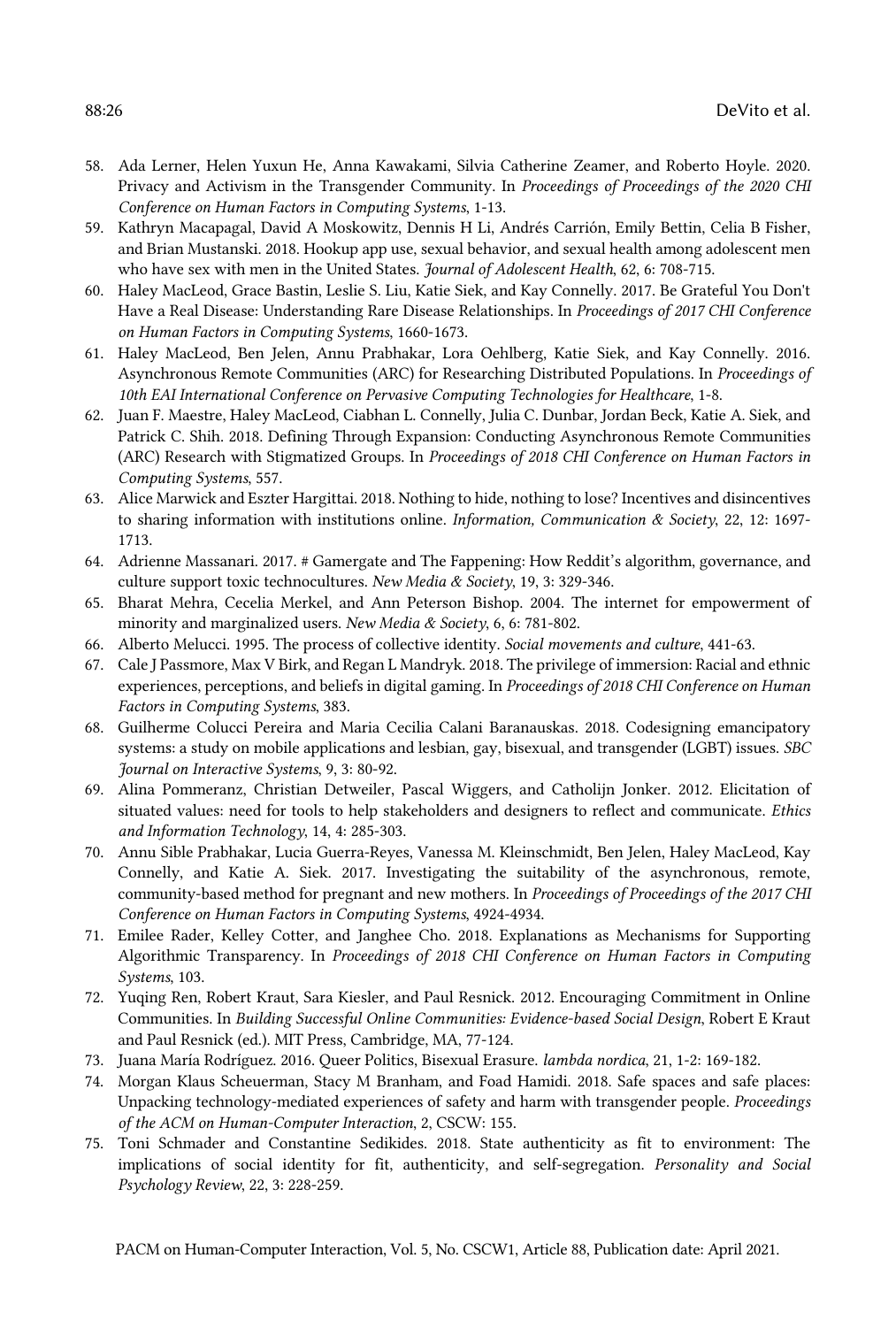58. Ada Lerner, Helen Yuxun He, Anna Kawakami, Silvia Catherine Zeamer, and Roberto Hoyle. 2020. Privacy and Activism in the Transgender Community. In *Proceedings of Proceedings of the 2020 CHI Conference on Human Factors in Computing Systems*, 1-13.
59. Kathryn Macapagal, David A Moskowitz, Dennis H Li, Andrés Carrión, Emily Bettin, Celia B Fisher, and Brian Mustanski. 2018. Hookup app use, sexual behavior, and sexual health among adolescent men who have sex with men in the United States. *Journal of Adolescent Health*, 62, 6: 708-715.
60. Haley MacLeod, Grace Bastin, Leslie S. Liu, Katie Siek, and Kay Connelly. 2017. Be Grateful You Don't Have a Real Disease: Understanding Rare Disease Relationships. In *Proceedings of 2017 CHI Conference on Human Factors in Computing Systems*, 1660-1673.
61. Haley MacLeod, Ben Jelen, Annu Prabhakar, Lora Oehlberg, Katie Siek, and Kay Connelly. 2016. Asynchronous Remote Communities (ARC) for Researching Distributed Populations. In *Proceedings of 10th EAI International Conference on Pervasive Computing Technologies for Healthcare*, 1-8.
62. Juan F. Maestre, Haley MacLeod, Ciabhan L. Connelly, Julia C. Dunbar, Jordan Beck, Katie A. Siek, and Patrick C. Shih. 2018. Defining Through Expansion: Conducting Asynchronous Remote Communities (ARC) Research with Stigmatized Groups. In *Proceedings of 2018 CHI Conference on Human Factors in Computing Systems*, 557.
63. Alice Marwick and Eszter Hargittai. 2018. Nothing to hide, nothing to lose? Incentives and disincentives to sharing information with institutions online. *Information, Communication & Society*, 22, 12: 1697-1713.
64. Adrienne Massanari. 2017. # Gamergate and The Fappening: How Reddit's algorithm, governance, and culture support toxic technocultures. *New Media & Society*, 19, 3: 329-346.
65. Bharat Mehra, Cecelia Merkel, and Ann Peterson Bishop. 2004. The internet for empowerment of minority and marginalized users. *New Media & Society*, 6, 6: 781-802.
66. Alberto Melucci. 1995. The process of collective identity. *Social movements and culture*, 441-63.
67. Cale J Passmore, Max V Birk, and Regan L Mandryk. 2018. The privilege of immersion: Racial and ethnic experiences, perceptions, and beliefs in digital gaming. In *Proceedings of 2018 CHI Conference on Human Factors in Computing Systems*, 383.
68. Guilherme Colucci Pereira and Maria Cecilia Calani Baranauskas. 2018. Codesigning emancipatory systems: a study on mobile applications and lesbian, gay, bisexual, and transgender (LGBT) issues. *SBC Journal on Interactive Systems*, 9, 3: 80-92.
69. Alina Pommeranz, Christian Detweiler, Pascal Wiggers, and Catholijn Jonker. 2012. Elicitation of situated values: need for tools to help stakeholders and designers to reflect and communicate. *Ethics and Information Technology*, 14, 4: 285-303.
70. Annu Sible Prabhakar, Lucia Guerra-Reyes, Vanessa M. Kleinschmidt, Ben Jelen, Haley MacLeod, Kay Connelly, and Katie A. Siek. 2017. Investigating the suitability of the asynchronous, remote, community-based method for pregnant and new mothers. In *Proceedings of Proceedings of the 2017 CHI Conference on Human Factors in Computing Systems*, 4924-4934.
71. Emilee Rader, Kelley Cotter, and Janghee Cho. 2018. Explanations as Mechanisms for Supporting Algorithmic Transparency. In *Proceedings of 2018 CHI Conference on Human Factors in Computing Systems*, 103.
72. Yuqing Ren, Robert Kraut, Sara Kiesler, and Paul Resnick. 2012. Encouraging Commitment in Online Communities. In *Building Successful Online Communities: Evidence-based Social Design*, Robert E Kraut and Paul Resnick (ed.). MIT Press, Cambridge, MA, 77-124.
73. Juana María Rodríguez. 2016. Queer Politics, Bisexual Erasure. *lambda nordica*, 21, 1-2: 169-182.
74. Morgan Klaus Scheuerman, Stacy M Branham, and Foad Hamidi. 2018. Safe spaces and safe places: Unpacking technology-mediated experiences of safety and harm with transgender people. *Proceedings of the ACM on Human-Computer Interaction*, 2, CSCW: 155.
75. Toni Schmader and Constantine Sedikides. 2018. State authenticity as fit to environment: The implications of social identity for fit, authenticity, and self-segregation. *Personality and Social Psychology Review*, 22, 3: 228-259.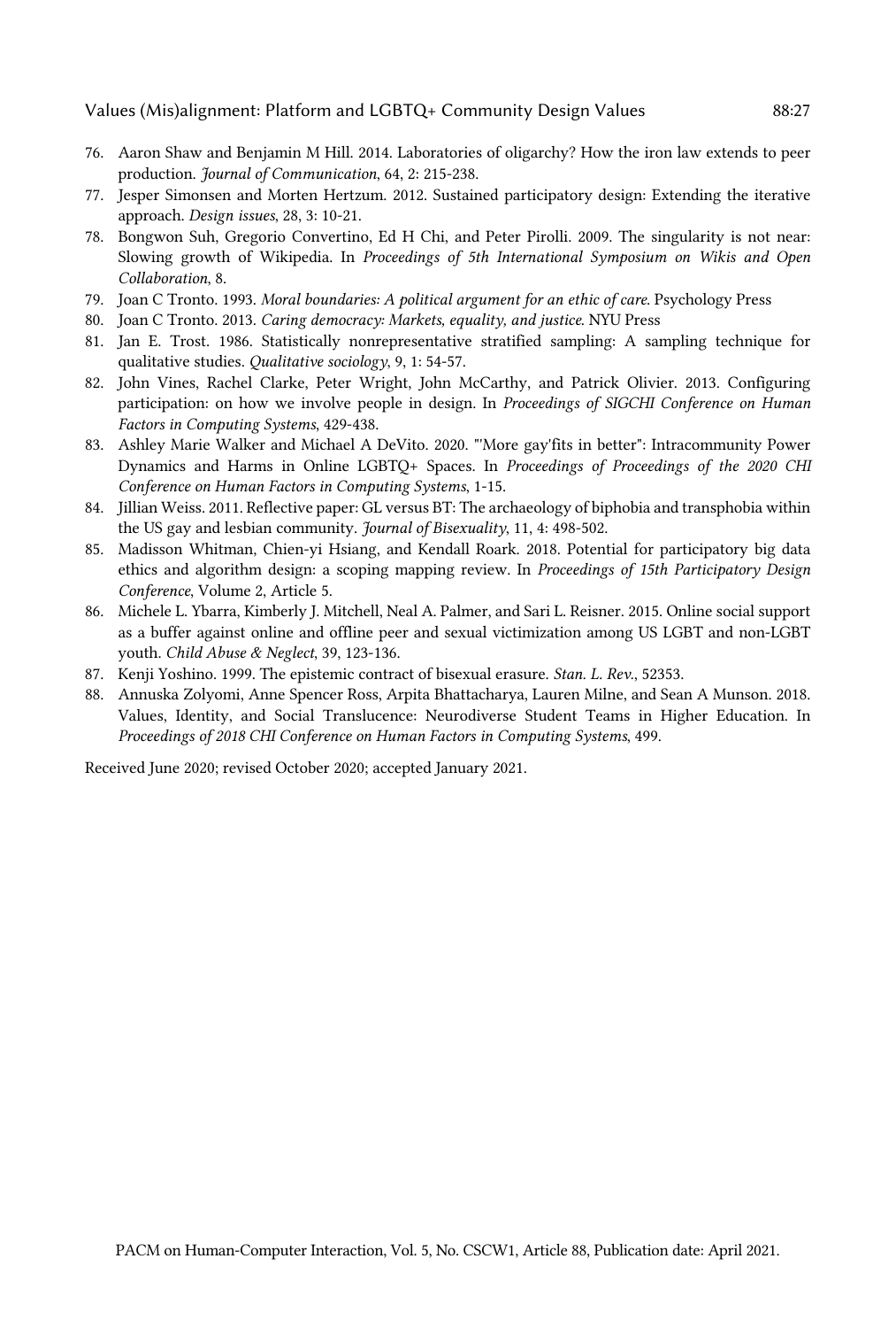76. Aaron Shaw and Benjamin M Hill. 2014. Laboratories of oligarchy? How the iron law extends to peer production. *Journal of Communication*, 64, 2: 215-238.
77. Jesper Simonsen and Morten Hertzum. 2012. Sustained participatory design: Extending the iterative approach. *Design issues*, 28, 3: 10-21.
78. Bongwon Suh, Gregorio Convertino, Ed H Chi, and Peter Pirolli. 2009. The singularity is not near: Slowing growth of Wikipedia. In *Proceedings of 5th International Symposium on Wikis and Open Collaboration*, 8.
79. Joan C Tronto. 1993. *Moral boundaries: A political argument for an ethic of care*. Psychology Press
80. Joan C Tronto. 2013. *Caring democracy: Markets, equality, and justice*. NYU Press
81. Jan E. Trost. 1986. Statistically nonrepresentative stratified sampling: A sampling technique for qualitative studies. *Qualitative sociology*, 9, 1: 54-57.
82. John Vines, Rachel Clarke, Peter Wright, John McCarthy, and Patrick Olivier. 2013. Configuring participation: on how we involve people in design. In *Proceedings of SIGCHI Conference on Human Factors in Computing Systems*, 429-438.
83. Ashley Marie Walker and Michael A DeVito. 2020. "'More gay'fits in better": Intracommunity Power Dynamics and Harms in Online LGBTQ+ Spaces. In *Proceedings of Proceedings of the 2020 CHI Conference on Human Factors in Computing Systems*, 1-15.
84. Jillian Weiss. 2011. Reflective paper: GL versus BT: The archaeology of biphobia and transphobia within the US gay and lesbian community. *Journal of Bisexuality*, 11, 4: 498-502.
85. Madisson Whitman, Chien-yi Hsiang, and Kendall Roark. 2018. Potential for participatory big data ethics and algorithm design: a scoping mapping review. In *Proceedings of 15th Participatory Design Conference*, Volume 2, Article 5.
86. Michele L. Ybarra, Kimberly J. Mitchell, Neal A. Palmer, and Sari L. Reisner. 2015. Online social support as a buffer against online and offline peer and sexual victimization among US LGBT and non-LGBT youth. *Child Abuse & Neglect*, 39, 123-136.
87. Kenji Yoshino. 1999. The epistemic contract of bisexual erasure. *Stan. L. Rev.*, 52353.
88. Annuska Zolyomi, Anne Spencer Ross, Arpita Bhattacharya, Lauren Milne, and Sean A Munson. 2018. Values, Identity, and Social Translucence: Neurodiverse Student Teams in Higher Education. In *Proceedings of 2018 CHI Conference on Human Factors in Computing Systems*, 499.

Received June 2020; revised October 2020; accepted January 2021.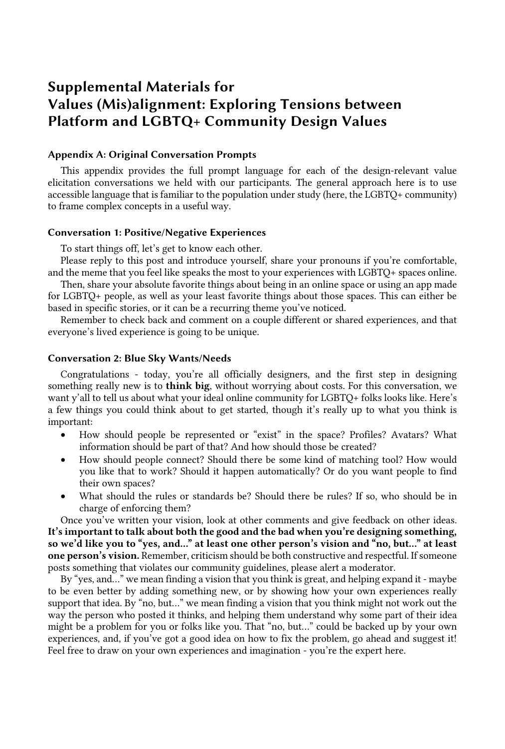# Supplemental Materials for Values (Mis)alignment: Exploring Tensions between Platform and LGBTQ+ Community Design Values

## Appendix A: Original Conversation Prompts

This appendix provides the full prompt language for each of the design-relevant value elicitation conversations we held with our participants. The general approach here is to use accessible language that is familiar to the population under study (here, the LGBTQ+ community) to frame complex concepts in a useful way.

### Conversation 1: Positive/Negative Experiences

To start things off, let's get to know each other.

Please reply to this post and introduce yourself, share your pronouns if you're comfortable, and the meme that you feel like speaks the most to your experiences with LGBTQ+ spaces online.

Then, share your absolute favorite things about being in an online space or using an app made for LGBTQ+ people, as well as your least favorite things about those spaces. This can either be based in specific stories, or it can be a recurring theme you've noticed.

Remember to check back and comment on a couple different or shared experiences, and that everyone's lived experience is going to be unique.

### Conversation 2: Blue Sky Wants/Needs

Congratulations - today, you're all officially designers, and the first step in designing something really new is to **think big**, without worrying about costs. For this conversation, we want y'all to tell us about what your ideal online community for LGBTQ+ folks looks like. Here's a few things you could think about to get started, though it's really up to what you think is important:

- How should people be represented or "exist" in the space? Profiles? Avatars? What information should be part of that? And how should those be created?
- How should people connect? Should there be some kind of matching tool? How would you like that to work? Should it happen automatically? Or do you want people to find their own spaces?
- What should the rules or standards be? Should there be rules? If so, who should be in charge of enforcing them?

Once you've written your vision, look at other comments and give feedback on other ideas. **It's important to talk about both the good and the bad when you're designing something, so we'd like you to "yes, and…" at least one other person's vision and "no, but…" at least one person's vision.** Remember, criticism should be both constructive and respectful. If someone posts something that violates our community guidelines, please alert a moderator.

By "yes, and…" we mean finding a vision that you think is great, and helping expand it - maybe to be even better by adding something new, or by showing how your own experiences really support that idea. By "no, but…" we mean finding a vision that you think might not work out the way the person who posted it thinks, and helping them understand why some part of their idea might be a problem for you or folks like you. That "no, but…" could be backed up by your own experiences, and, if you've got a good idea on how to fix the problem, go ahead and suggest it! Feel free to draw on your own experiences and imagination - you're the expert here.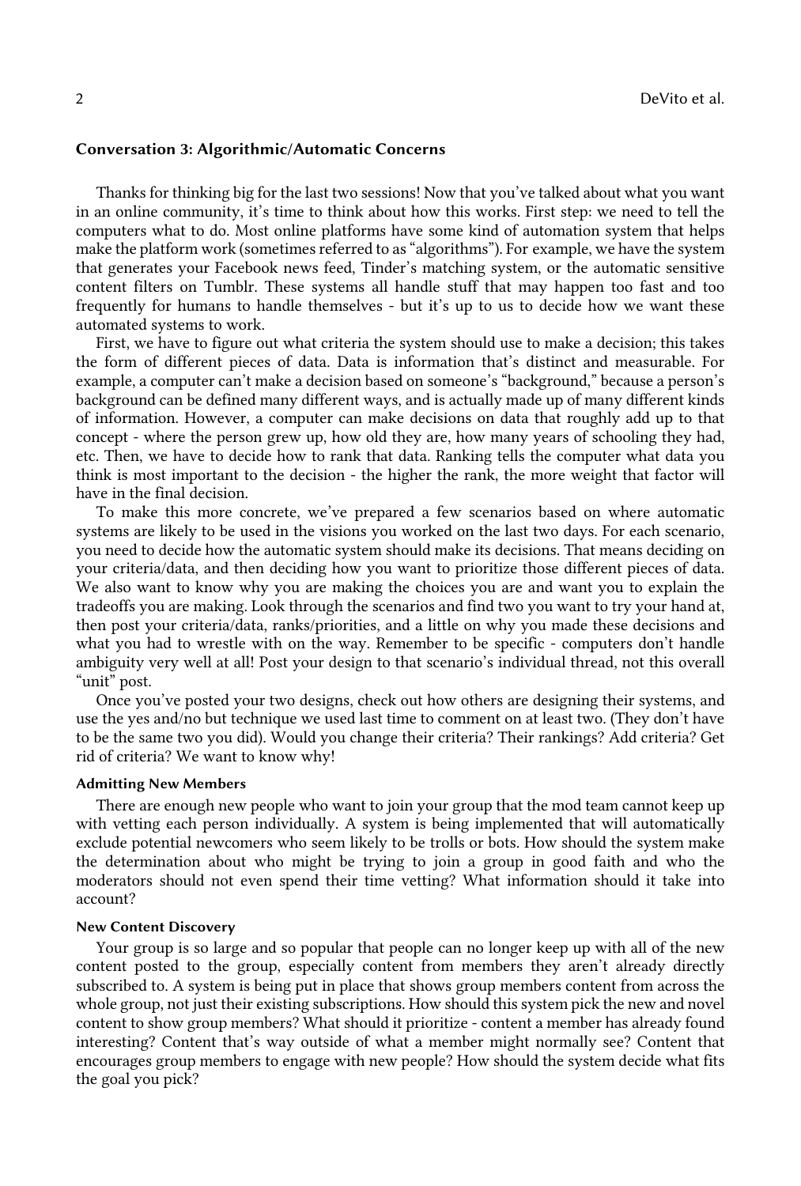### Conversation 3: Algorithmic/Automatic Concerns

Thanks for thinking big for the last two sessions! Now that you've talked about what you want in an online community, it's time to think about how this works. First step: we need to tell the computers what to do. Most online platforms have some kind of automation system that helps make the platform work (sometimes referred to as "algorithms"). For example, we have the system that generates your Facebook news feed, Tinder's matching system, or the automatic sensitive content filters on Tumblr. These systems all handle stuff that may happen too fast and too frequently for humans to handle themselves - but it's up to us to decide how we want these automated systems to work.

First, we have to figure out what criteria the system should use to make a decision; this takes the form of different pieces of data. Data is information that's distinct and measurable. For example, a computer can't make a decision based on someone's "background," because a person's background can be defined many different ways, and is actually made up of many different kinds of information. However, a computer can make decisions on data that roughly add up to that concept - where the person grew up, how old they are, how many years of schooling they had, etc. Then, we have to decide how to rank that data. Ranking tells the computer what data you think is most important to the decision - the higher the rank, the more weight that factor will have in the final decision.

To make this more concrete, we've prepared a few scenarios based on where automatic systems are likely to be used in the visions you worked on the last two days. For each scenario, you need to decide how the automatic system should make its decisions. That means deciding on your criteria/data, and then deciding how you want to prioritize those different pieces of data. We also want to know why you are making the choices you are and want you to explain the tradeoffs you are making. Look through the scenarios and find two you want to try your hand at, then post your criteria/data, ranks/priorities, and a little on why you made these decisions and what you had to wrestle with on the way. Remember to be specific - computers don't handle ambiguity very well at all! Post your design to that scenario's individual thread, not this overall "unit" post.

Once you've posted your two designs, check out how others are designing their systems, and use the yes and/no but technique we used last time to comment on at least two. (They don't have to be the same two you did). Would you change their criteria? Their rankings? Add criteria? Get rid of criteria? We want to know why!

#### Admitting New Members

There are enough new people who want to join your group that the mod team cannot keep up with vetting each person individually. A system is being implemented that will automatically exclude potential newcomers who seem likely to be trolls or bots. How should the system make the determination about who might be trying to join a group in good faith and who the moderators should not even spend their time vetting? What information should it take into account?

#### New Content Discovery

Your group is so large and so popular that people can no longer keep up with all of the new content posted to the group, especially content from members they aren't already directly subscribed to. A system is being put in place that shows group members content from across the whole group, not just their existing subscriptions. How should this system pick the new and novel content to show group members? What should it prioritize - content a member has already found interesting? Content that's way outside of what a member might normally see? Content that encourages group members to engage with new people? How should the system decide what fits the goal you pick?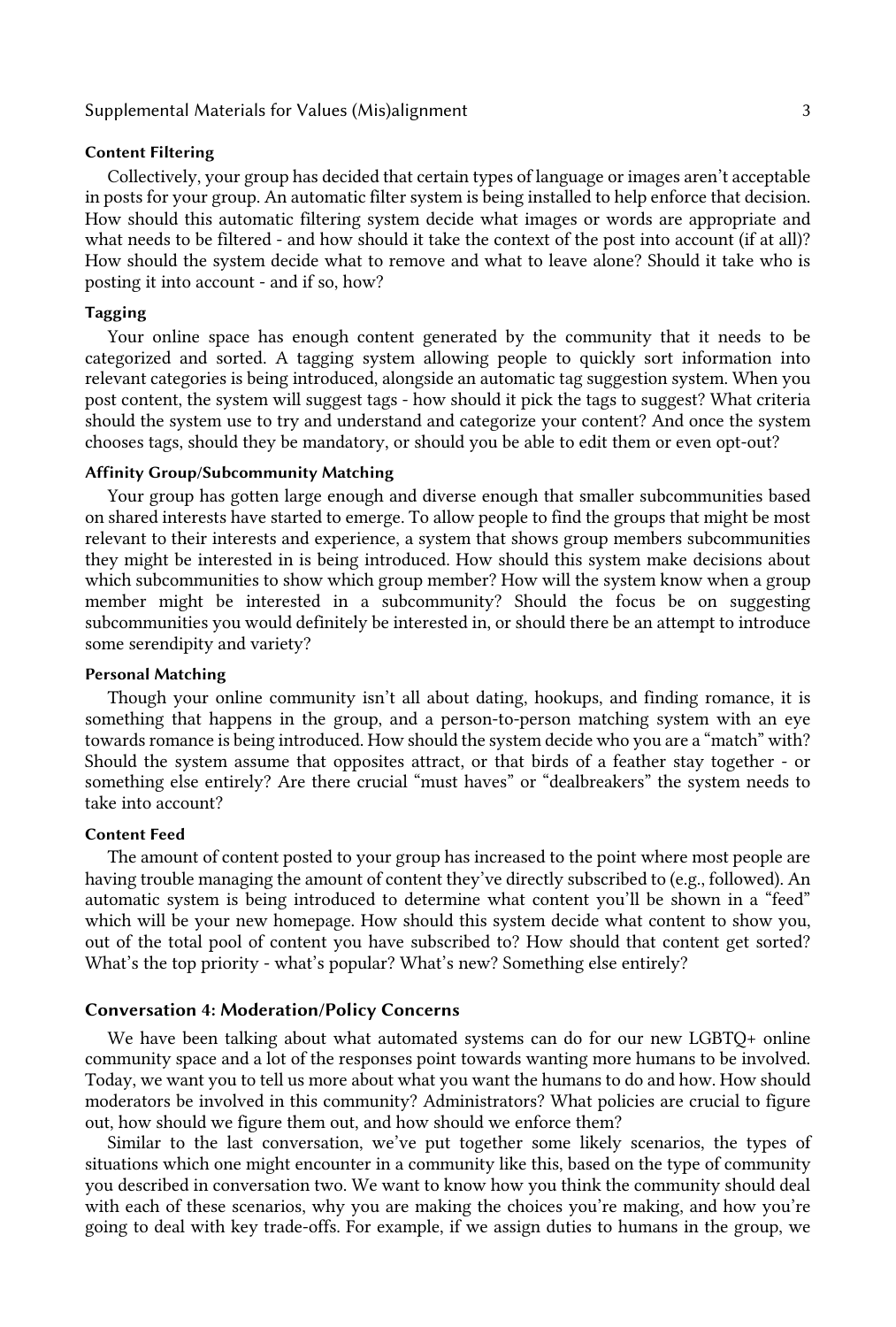#### Content Filtering

Collectively, your group has decided that certain types of language or images aren't acceptable in posts for your group. An automatic filter system is being installed to help enforce that decision. How should this automatic filtering system decide what images or words are appropriate and what needs to be filtered - and how should it take the context of the post into account (if at all)? How should the system decide what to remove and what to leave alone? Should it take who is posting it into account - and if so, how?

#### Tagging

Your online space has enough content generated by the community that it needs to be categorized and sorted. A tagging system allowing people to quickly sort information into relevant categories is being introduced, alongside an automatic tag suggestion system. When you post content, the system will suggest tags - how should it pick the tags to suggest? What criteria should the system use to try and understand and categorize your content? And once the system chooses tags, should they be mandatory, or should you be able to edit them or even opt-out?

#### Affinity Group/Subcommunity Matching

Your group has gotten large enough and diverse enough that smaller subcommunities based on shared interests have started to emerge. To allow people to find the groups that might be most relevant to their interests and experience, a system that shows group members subcommunities they might be interested in is being introduced. How should this system make decisions about which subcommunities to show which group member? How will the system know when a group member might be interested in a subcommunity? Should the focus be on suggesting subcommunities you would definitely be interested in, or should there be an attempt to introduce some serendipity and variety?

#### Personal Matching

Though your online community isn't all about dating, hookups, and finding romance, it is something that happens in the group, and a person-to-person matching system with an eye towards romance is being introduced. How should the system decide who you are a "match" with? Should the system assume that opposites attract, or that birds of a feather stay together - or something else entirely? Are there crucial "must haves" or "dealbreakers" the system needs to take into account?

#### Content Feed

The amount of content posted to your group has increased to the point where most people are having trouble managing the amount of content they've directly subscribed to (e.g., followed). An automatic system is being introduced to determine what content you'll be shown in a "feed" which will be your new homepage. How should this system decide what content to show you, out of the total pool of content you have subscribed to? How should that content get sorted? What's the top priority - what's popular? What's new? Something else entirely?

### Conversation 4: Moderation/Policy Concerns

We have been talking about what automated systems can do for our new LGBTQ+ online community space and a lot of the responses point towards wanting more humans to be involved. Today, we want you to tell us more about what you want the humans to do and how. How should moderators be involved in this community? Administrators? What policies are crucial to figure out, how should we figure them out, and how should we enforce them?

Similar to the last conversation, we've put together some likely scenarios, the types of situations which one might encounter in a community like this, based on the type of community you described in conversation two. We want to know how you think the community should deal with each of these scenarios, why you are making the choices you're making, and how you're going to deal with key trade-offs. For example, if we assign duties to humans in the group, we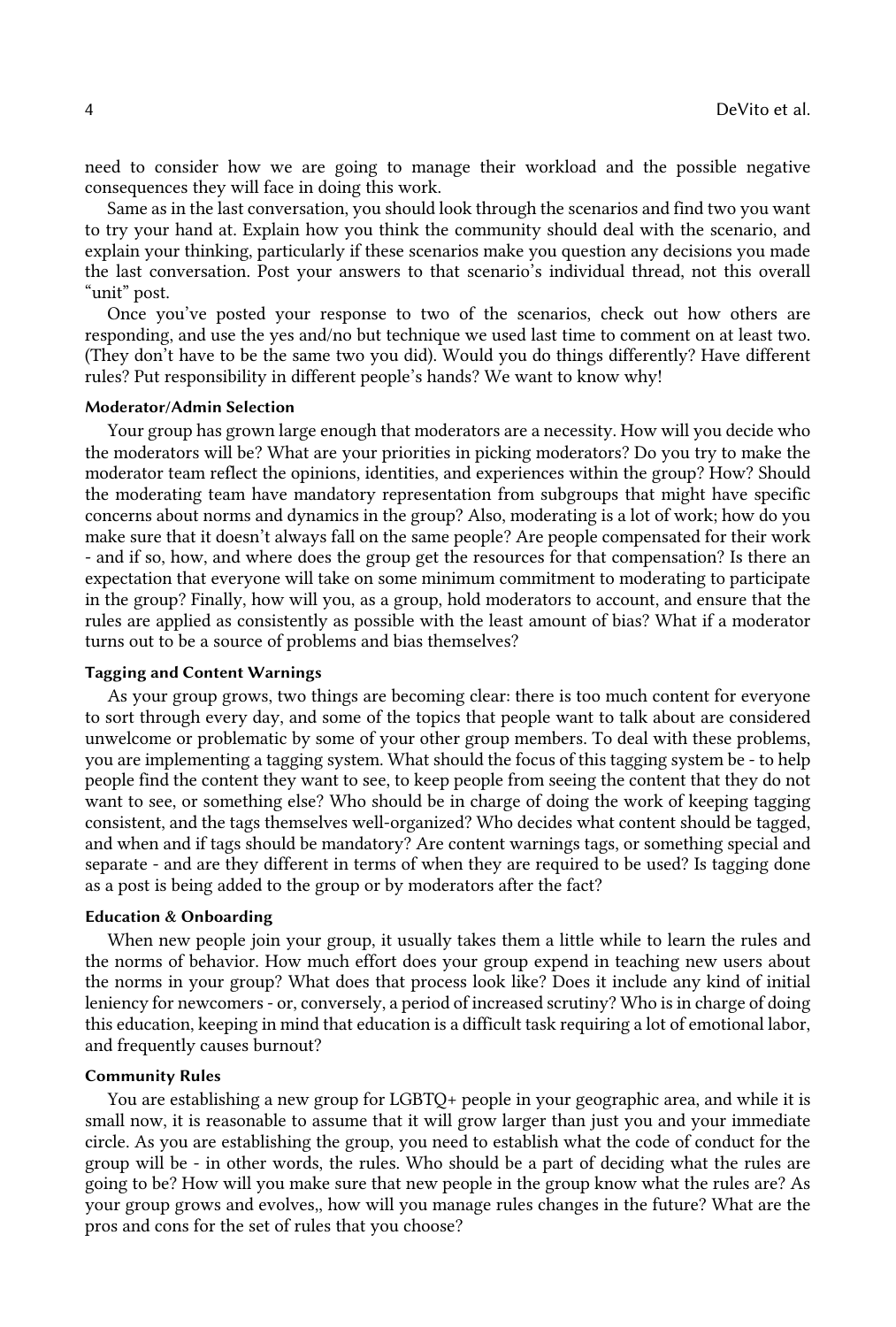need to consider how we are going to manage their workload and the possible negative consequences they will face in doing this work.

Same as in the last conversation, you should look through the scenarios and find two you want to try your hand at. Explain how you think the community should deal with the scenario, and explain your thinking, particularly if these scenarios make you question any decisions you made the last conversation. Post your answers to that scenario's individual thread, not this overall "unit" post.

Once you've posted your response to two of the scenarios, check out how others are responding, and use the yes and/no but technique we used last time to comment on at least two. (They don't have to be the same two you did). Would you do things differently? Have different rules? Put responsibility in different people's hands? We want to know why!

#### Moderator/Admin Selection

Your group has grown large enough that moderators are a necessity. How will you decide who the moderators will be? What are your priorities in picking moderators? Do you try to make the moderator team reflect the opinions, identities, and experiences within the group? How? Should the moderating team have mandatory representation from subgroups that might have specific concerns about norms and dynamics in the group? Also, moderating is a lot of work; how do you make sure that it doesn't always fall on the same people? Are people compensated for their work - and if so, how, and where does the group get the resources for that compensation? Is there an expectation that everyone will take on some minimum commitment to moderating to participate in the group? Finally, how will you, as a group, hold moderators to account, and ensure that the rules are applied as consistently as possible with the least amount of bias? What if a moderator turns out to be a source of problems and bias themselves?

#### Tagging and Content Warnings

As your group grows, two things are becoming clear: there is too much content for everyone to sort through every day, and some of the topics that people want to talk about are considered unwelcome or problematic by some of your other group members. To deal with these problems, you are implementing a tagging system. What should the focus of this tagging system be - to help people find the content they want to see, to keep people from seeing the content that they do not want to see, or something else? Who should be in charge of doing the work of keeping tagging consistent, and the tags themselves well-organized? Who decides what content should be tagged, and when and if tags should be mandatory? Are content warnings tags, or something special and separate - and are they different in terms of when they are required to be used? Is tagging done as a post is being added to the group or by moderators after the fact?

#### Education & Onboarding

When new people join your group, it usually takes them a little while to learn the rules and the norms of behavior. How much effort does your group expend in teaching new users about the norms in your group? What does that process look like? Does it include any kind of initial leniency for newcomers - or, conversely, a period of increased scrutiny? Who is in charge of doing this education, keeping in mind that education is a difficult task requiring a lot of emotional labor, and frequently causes burnout?

#### Community Rules

You are establishing a new group for LGBTQ+ people in your geographic area, and while it is small now, it is reasonable to assume that it will grow larger than just you and your immediate circle. As you are establishing the group, you need to establish what the code of conduct for the group will be - in other words, the rules. Who should be a part of deciding what the rules are going to be? How will you make sure that new people in the group know what the rules are? As your group grows and evolves,, how will you manage rules changes in the future? What are the pros and cons for the set of rules that you choose?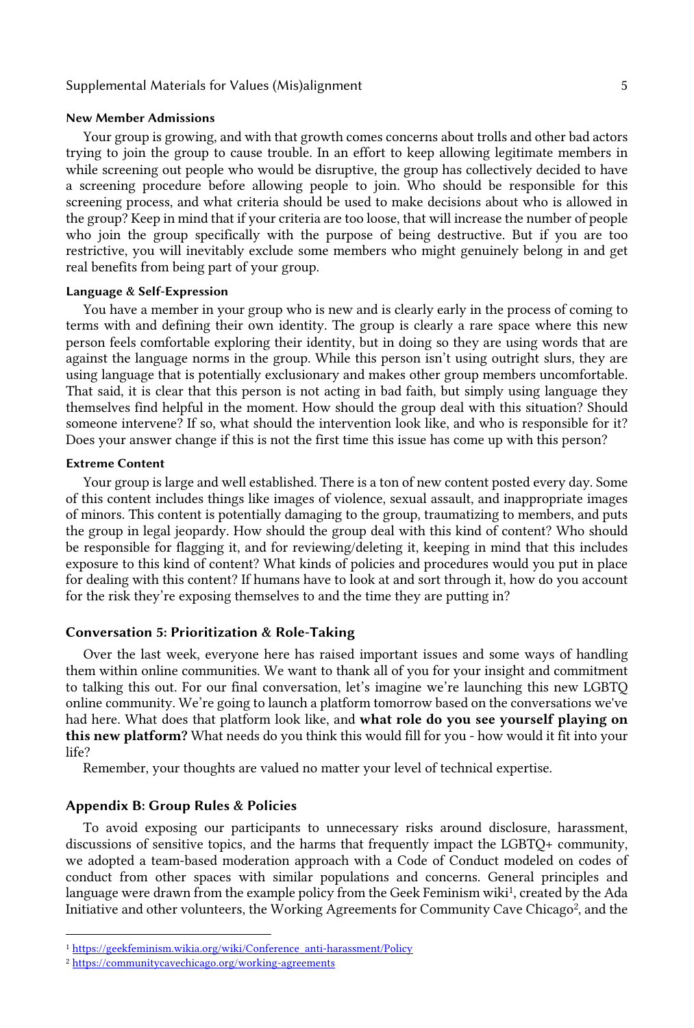#### New Member Admissions

Your group is growing, and with that growth comes concerns about trolls and other bad actors trying to join the group to cause trouble. In an effort to keep allowing legitimate members in while screening out people who would be disruptive, the group has collectively decided to have a screening procedure before allowing people to join. Who should be responsible for this screening process, and what criteria should be used to make decisions about who is allowed in the group? Keep in mind that if your criteria are too loose, that will increase the number of people who join the group specifically with the purpose of being destructive. But if you are too restrictive, you will inevitably exclude some members who might genuinely belong in and get real benefits from being part of your group.

#### Language & Self-Expression

You have a member in your group who is new and is clearly early in the process of coming to terms with and defining their own identity. The group is clearly a rare space where this new person feels comfortable exploring their identity, but in doing so they are using words that are against the language norms in the group. While this person isn't using outright slurs, they are using language that is potentially exclusionary and makes other group members uncomfortable. That said, it is clear that this person is not acting in bad faith, but simply using language they themselves find helpful in the moment. How should the group deal with this situation? Should someone intervene? If so, what should the intervention look like, and who is responsible for it? Does your answer change if this is not the first time this issue has come up with this person?

#### Extreme Content

Your group is large and well established. There is a ton of new content posted every day. Some of this content includes things like images of violence, sexual assault, and inappropriate images of minors. This content is potentially damaging to the group, traumatizing to members, and puts the group in legal jeopardy. How should the group deal with this kind of content? Who should be responsible for flagging it, and for reviewing/deleting it, keeping in mind that this includes exposure to this kind of content? What kinds of policies and procedures would you put in place for dealing with this content? If humans have to look at and sort through it, how do you account for the risk they're exposing themselves to and the time they are putting in?

### Conversation 5: Prioritization & Role-Taking

Over the last week, everyone here has raised important issues and some ways of handling them within online communities. We want to thank all of you for your insight and commitment to talking this out. For our final conversation, let's imagine we're launching this new LGBTQ online community. We're going to launch a platform tomorrow based on the conversations we've had here. What does that platform look like, and **what role do you see yourself playing on this new platform?** What needs do you think this would fill for you - how would it fit into your life?

Remember, your thoughts are valued no matter your level of technical expertise.

## Appendix B: Group Rules & Policies

To avoid exposing our participants to unnecessary risks around disclosure, harassment, discussions of sensitive topics, and the harms that frequently impact the LGBTQ+ community, we adopted a team-based moderation approach with a Code of Conduct modeled on codes of conduct from other spaces with similar populations and concerns. General principles and language were drawn from the example policy from the Geek Feminism wiki[1], created by the Ada Initiative and other volunteers, the Working Agreements for Community Cave Chicago[2], and the

[1] https://geekfeminism.wikia.org/wiki/Conference_anti-harassment/Policy

[2] https://communitycavechicago.org/working-agreements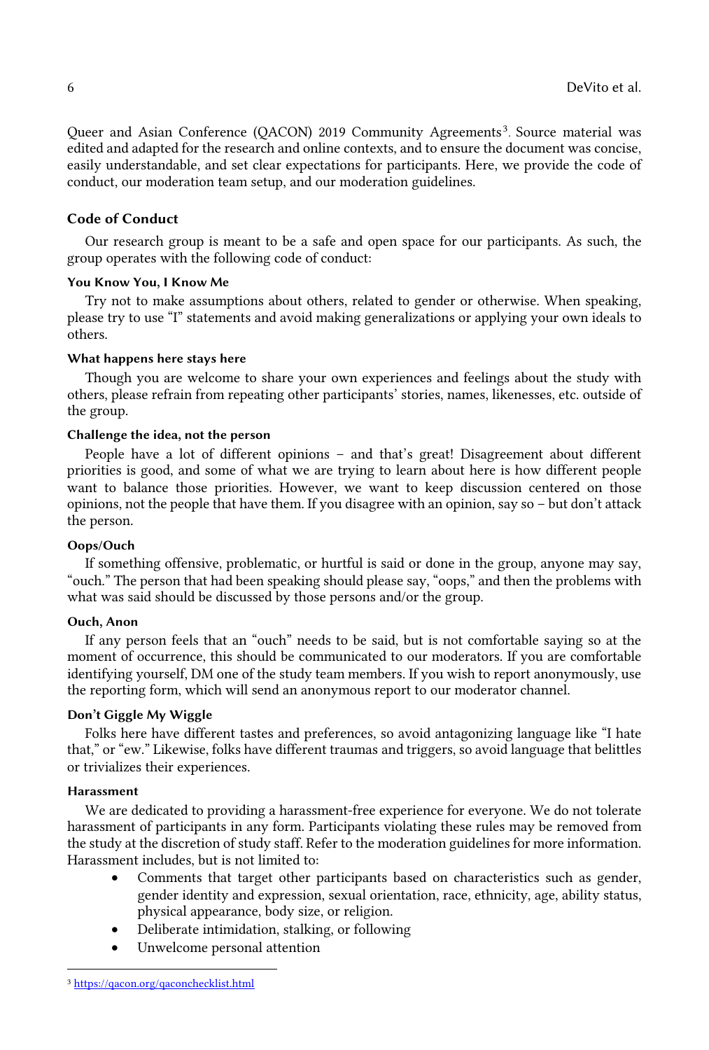Queer and Asian Conference (QACON) 2019 Community Agreements[3]. Source material was edited and adapted for the research and online contexts, and to ensure the document was concise, easily understandable, and set clear expectations for participants. Here, we provide the code of conduct, our moderation team setup, and our moderation guidelines.

## Code of Conduct

Our research group is meant to be a safe and open space for our participants. As such, the group operates with the following code of conduct:

### You Know You, I Know Me

Try not to make assumptions about others, related to gender or otherwise. When speaking, please try to use "I" statements and avoid making generalizations or applying your own ideals to others.

### What happens here stays here

Though you are welcome to share your own experiences and feelings about the study with others, please refrain from repeating other participants' stories, names, likenesses, etc. outside of the group.

### Challenge the idea, not the person

People have a lot of different opinions – and that's great! Disagreement about different priorities is good, and some of what we are trying to learn about here is how different people want to balance those priorities. However, we want to keep discussion centered on those opinions, not the people that have them. If you disagree with an opinion, say so – but don't attack the person.

### Oops/Ouch

If something offensive, problematic, or hurtful is said or done in the group, anyone may say, "ouch." The person that had been speaking should please say, "oops," and then the problems with what was said should be discussed by those persons and/or the group.

### Ouch, Anon

If any person feels that an "ouch" needs to be said, but is not comfortable saying so at the moment of occurrence, this should be communicated to our moderators. If you are comfortable identifying yourself, DM one of the study team members. If you wish to report anonymously, use the reporting form, which will send an anonymous report to our moderator channel.

### Don't Giggle My Wiggle

Folks here have different tastes and preferences, so avoid antagonizing language like "I hate that," or "ew." Likewise, folks have different traumas and triggers, so avoid language that belittles or trivializes their experiences.

### Harassment

We are dedicated to providing a harassment-free experience for everyone. We do not tolerate harassment of participants in any form. Participants violating these rules may be removed from the study at the discretion of study staff. Refer to the moderation guidelines for more information. Harassment includes, but is not limited to:

- Comments that target other participants based on characteristics such as gender, gender identity and expression, sexual orientation, race, ethnicity, age, ability status, physical appearance, body size, or religion.
- Deliberate intimidation, stalking, or following
- Unwelcome personal attention

[3] https://qacon.org/qaconchecklist.html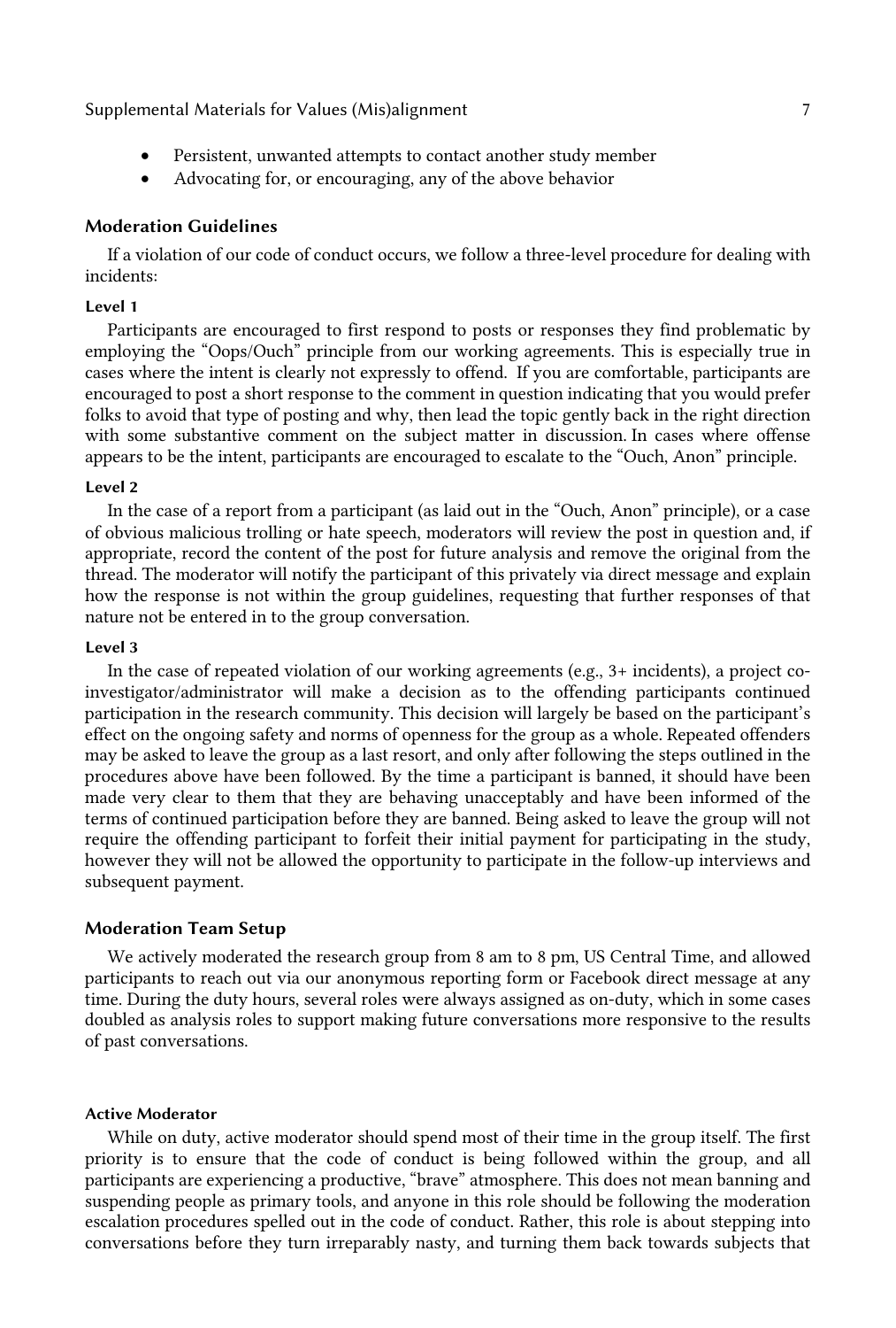- Persistent, unwanted attempts to contact another study member
- Advocating for, or encouraging, any of the above behavior

## Moderation Guidelines

If a violation of our code of conduct occurs, we follow a three-level procedure for dealing with incidents:

#### Level 1

Participants are encouraged to first respond to posts or responses they find problematic by employing the "Oops/Ouch" principle from our working agreements. This is especially true in cases where the intent is clearly not expressly to offend. If you are comfortable, participants are encouraged to post a short response to the comment in question indicating that you would prefer folks to avoid that type of posting and why, then lead the topic gently back in the right direction with some substantive comment on the subject matter in discussion. In cases where offense appears to be the intent, participants are encouraged to escalate to the "Ouch, Anon" principle.

#### Level 2

In the case of a report from a participant (as laid out in the "Ouch, Anon" principle), or a case of obvious malicious trolling or hate speech, moderators will review the post in question and, if appropriate, record the content of the post for future analysis and remove the original from the thread. The moderator will notify the participant of this privately via direct message and explain how the response is not within the group guidelines, requesting that further responses of that nature not be entered in to the group conversation.

#### Level 3

In the case of repeated violation of our working agreements (e.g., 3+ incidents), a project co-investigator/administrator will make a decision as to the offending participants continued participation in the research community. This decision will largely be based on the participant's effect on the ongoing safety and norms of openness for the group as a whole. Repeated offenders may be asked to leave the group as a last resort, and only after following the steps outlined in the procedures above have been followed. By the time a participant is banned, it should have been made very clear to them that they are behaving unacceptably and have been informed of the terms of continued participation before they are banned. Being asked to leave the group will not require the offending participant to forfeit their initial payment for participating in the study, however they will not be allowed the opportunity to participate in the follow-up interviews and subsequent payment.

## Moderation Team Setup

We actively moderated the research group from 8 am to 8 pm, US Central Time, and allowed participants to reach out via our anonymous reporting form or Facebook direct message at any time. During the duty hours, several roles were always assigned as on-duty, which in some cases doubled as analysis roles to support making future conversations more responsive to the results of past conversations.

#### Active Moderator

While on duty, active moderator should spend most of their time in the group itself. The first priority is to ensure that the code of conduct is being followed within the group, and all participants are experiencing a productive, "brave" atmosphere. This does not mean banning and suspending people as primary tools, and anyone in this role should be following the moderation escalation procedures spelled out in the code of conduct. Rather, this role is about stepping into conversations before they turn irreparably nasty, and turning them back towards subjects that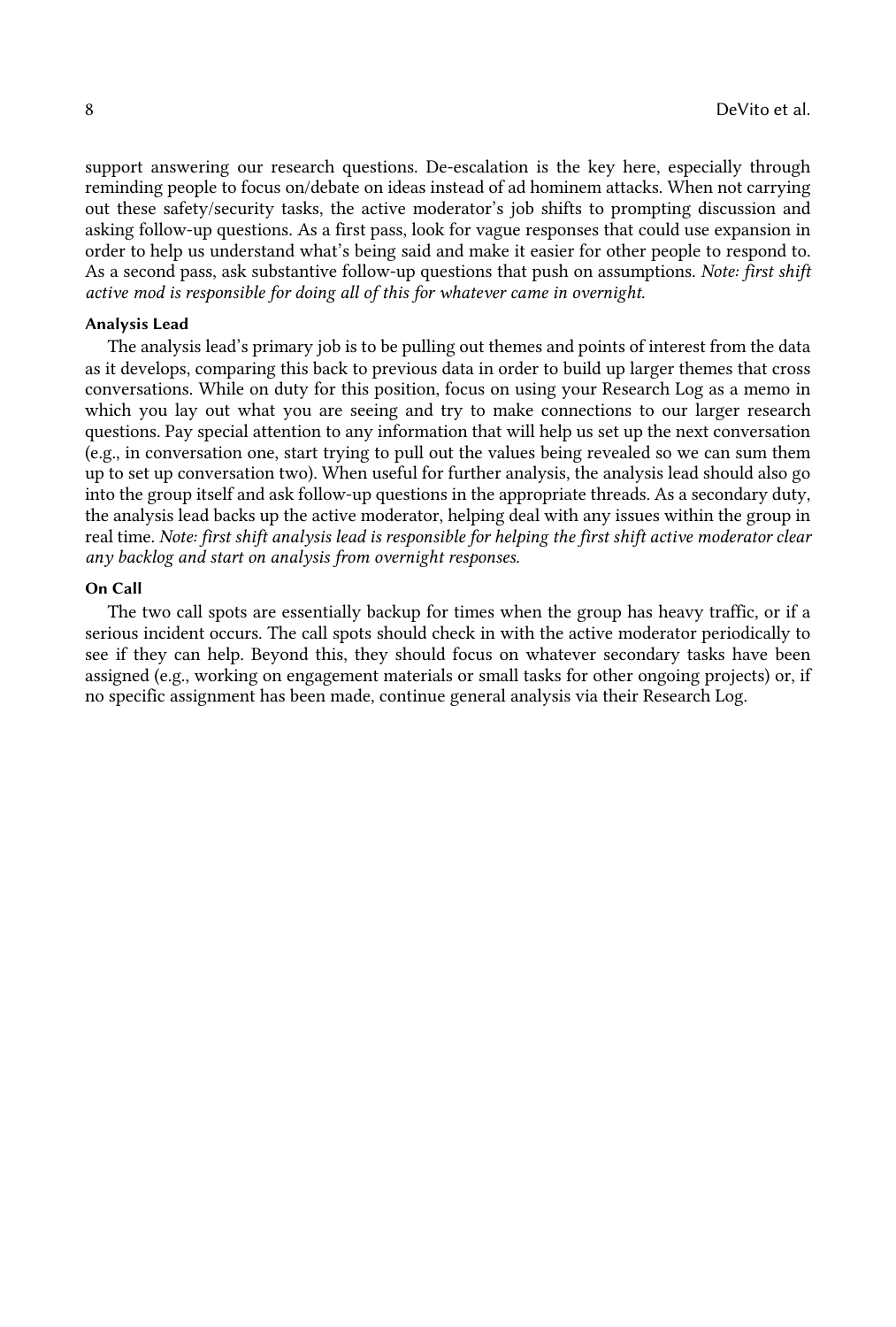support answering our research questions. De-escalation is the key here, especially through reminding people to focus on/debate on ideas instead of ad hominem attacks. When not carrying out these safety/security tasks, the active moderator's job shifts to prompting discussion and asking follow-up questions. As a first pass, look for vague responses that could use expansion in order to help us understand what's being said and make it easier for other people to respond to. As a second pass, ask substantive follow-up questions that push on assumptions. *Note: first shift active mod is responsible for doing all of this for whatever came in overnight.*

#### Analysis Lead

The analysis lead's primary job is to be pulling out themes and points of interest from the data as it develops, comparing this back to previous data in order to build up larger themes that cross conversations. While on duty for this position, focus on using your Research Log as a memo in which you lay out what you are seeing and try to make connections to our larger research questions. Pay special attention to any information that will help us set up the next conversation (e.g., in conversation one, start trying to pull out the values being revealed so we can sum them up to set up conversation two). When useful for further analysis, the analysis lead should also go into the group itself and ask follow-up questions in the appropriate threads. As a secondary duty, the analysis lead backs up the active moderator, helping deal with any issues within the group in real time. *Note: first shift analysis lead is responsible for helping the first shift active moderator clear any backlog and start on analysis from overnight responses.*

#### On Call

The two call spots are essentially backup for times when the group has heavy traffic, or if a serious incident occurs. The call spots should check in with the active moderator periodically to see if they can help. Beyond this, they should focus on whatever secondary tasks have been assigned (e.g., working on engagement materials or small tasks for other ongoing projects) or, if no specific assignment has been made, continue general analysis via their Research Log.